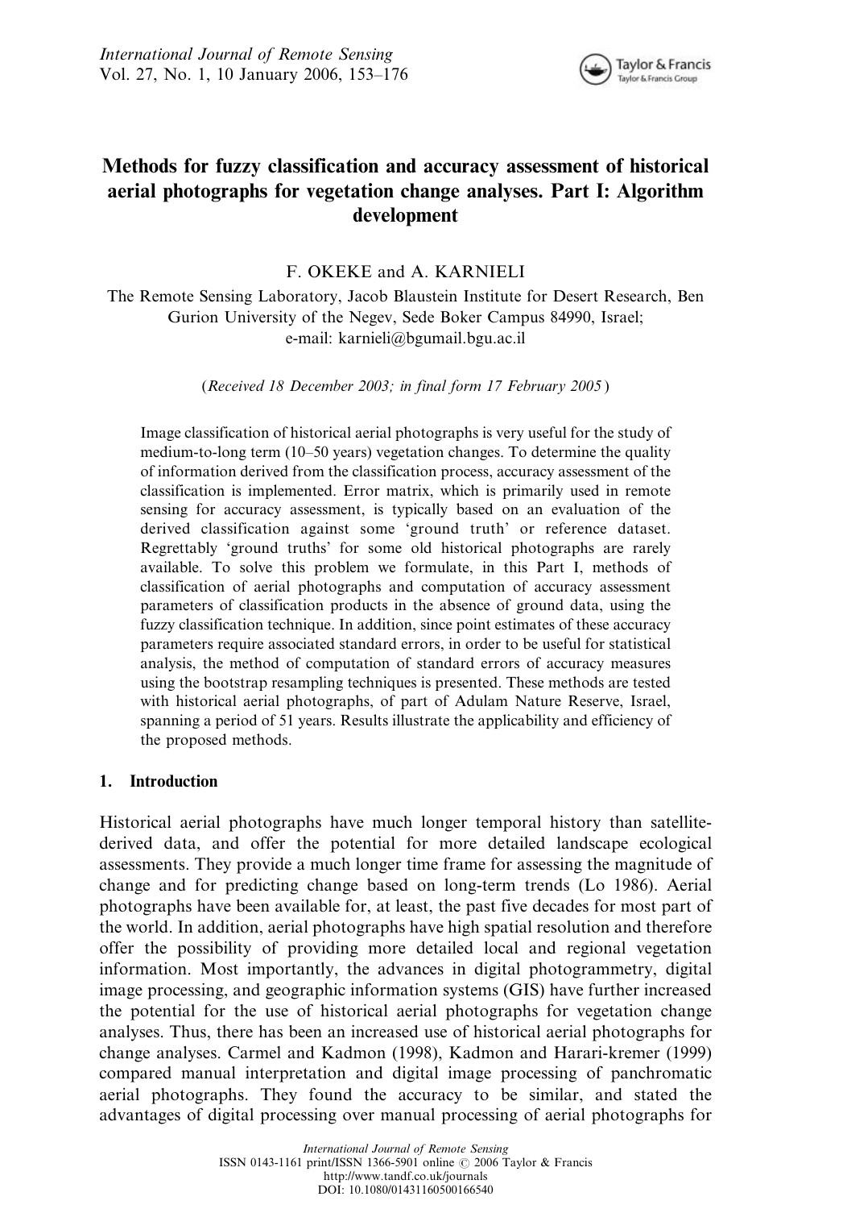# Methods for fuzzy classification and accuracy assessment of historical aerial photographs for vegetation change analyses. Part I: Algorithm development

F. OKEKE and A. KARNIELI

The Remote Sensing Laboratory, Jacob Blaustein Institute for Desert Research, Ben Gurion University of the Negev, Sede Boker Campus 84990, Israel; e-mail: karnieli@bgumail.bgu.ac.il

(*Received 18 December 2003; in final form 17 February 2005*)

Image classification of historical aerial photographs is very useful for the study of medium-to-long term (10–50 years) vegetation changes. To determine the quality of information derived from the classification process, accuracy assessment of the classification is implemented. Error matrix, which is primarily used in remote sensing for accuracy assessment, is typically based on an evaluation of the derived classification against some 'ground truth' or reference dataset. Regrettably 'ground truths' for some old historical photographs are rarely available. To solve this problem we formulate, in this Part I, methods of classification of aerial photographs and computation of accuracy assessment parameters of classification products in the absence of ground data, using the fuzzy classification technique. In addition, since point estimates of these accuracy parameters require associated standard errors, in order to be useful for statistical analysis, the method of computation of standard errors of accuracy measures using the bootstrap resampling techniques is presented. These methods are tested with historical aerial photographs, of part of Adulam Nature Reserve, Israel, spanning a period of 51 years. Results illustrate the applicability and efficiency of the proposed methods.

## 1. Introduction

Historical aerial photographs have much longer temporal history than satellite-derived data, and offer the potential for more detailed landscape ecological assessments. They provide a much longer time frame for assessing the magnitude of change and for predicting change based on long-term trends (Lo 1986). Aerial photographs have been available for, at least, the past five decades for most part of the world. In addition, aerial photographs have high spatial resolution and therefore offer the possibility of providing more detailed local and regional vegetation information. Most importantly, the advances in digital photogrammetry, digital image processing, and geographic information systems (GIS) have further increased the potential for the use of historical aerial photographs for vegetation change analyses. Thus, there has been an increased use of historical aerial photographs for change analyses. Carmel and Kadmon (1998), Kadmon and Harari-kremer (1999) compared manual interpretation and digital image processing of panchromatic aerial photographs. They found the accuracy to be similar, and stated the advantages of digital processing over manual processing of aerial photographs for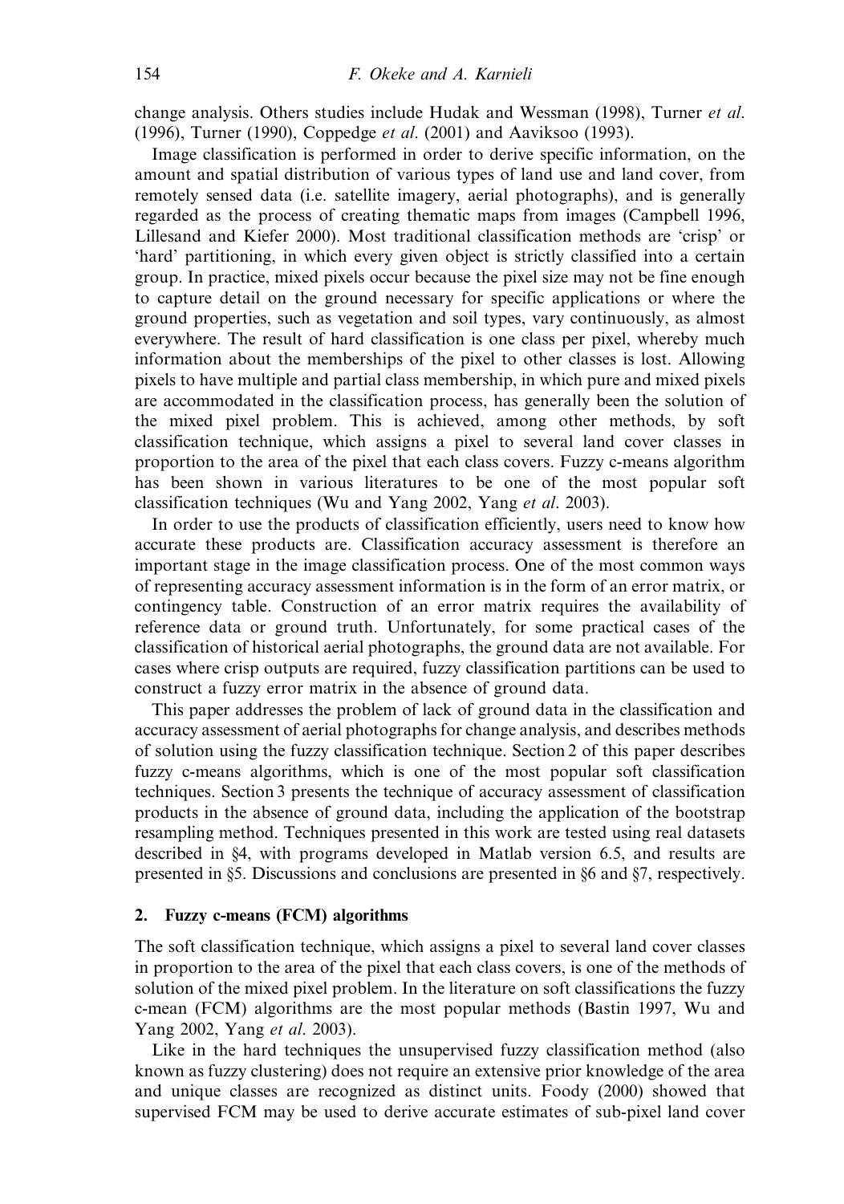change analysis. Others studies include Hudak and Wessman (1998), Turner *et al.* (1996), Turner (1990), Coppedge *et al.* (2001) and Aaviksoo (1993).

Image classification is performed in order to derive specific information, on the amount and spatial distribution of various types of land use and land cover, from remotely sensed data (i.e. satellite imagery, aerial photographs), and is generally regarded as the process of creating thematic maps from images (Campbell 1996, Lillesand and Kiefer 2000). Most traditional classification methods are 'crisp' or 'hard' partitioning, in which every given object is strictly classified into a certain group. In practice, mixed pixels occur because the pixel size may not be fine enough to capture detail on the ground necessary for specific applications or where the ground properties, such as vegetation and soil types, vary continuously, as almost everywhere. The result of hard classification is one class per pixel, whereby much information about the memberships of the pixel to other classes is lost. Allowing pixels to have multiple and partial class membership, in which pure and mixed pixels are accommodated in the classification process, has generally been the solution of the mixed pixel problem. This is achieved, among other methods, by soft classification technique, which assigns a pixel to several land cover classes in proportion to the area of the pixel that each class covers. Fuzzy c-means algorithm has been shown in various literatures to be one of the most popular soft classification techniques (Wu and Yang 2002, Yang *et al.* 2003).

In order to use the products of classification efficiently, users need to know how accurate these products are. Classification accuracy assessment is therefore an important stage in the image classification process. One of the most common ways of representing accuracy assessment information is in the form of an error matrix, or contingency table. Construction of an error matrix requires the availability of reference data or ground truth. Unfortunately, for some practical cases of the classification of historical aerial photographs, the ground data are not available. For cases where crisp outputs are required, fuzzy classification partitions can be used to construct a fuzzy error matrix in the absence of ground data.

This paper addresses the problem of lack of ground data in the classification and accuracy assessment of aerial photographs for change analysis, and describes methods of solution using the fuzzy classification technique. Section 2 of this paper describes fuzzy c-means algorithms, which is one of the most popular soft classification techniques. Section 3 presents the technique of accuracy assessment of classification products in the absence of ground data, including the application of the bootstrap resampling method. Techniques presented in this work are tested using real datasets described in §4, with programs developed in Matlab version 6.5, and results are presented in §5. Discussions and conclusions are presented in §6 and §7, respectively.

## 2. Fuzzy c-means (FCM) algorithms

The soft classification technique, which assigns a pixel to several land cover classes in proportion to the area of the pixel that each class covers, is one of the methods of solution of the mixed pixel problem. In the literature on soft classifications the fuzzy c-mean (FCM) algorithms are the most popular methods (Bastin 1997, Wu and Yang 2002, Yang *et al.* 2003).

Like in the hard techniques the unsupervised fuzzy classification method (also known as fuzzy clustering) does not require an extensive prior knowledge of the area and unique classes are recognized as distinct units. Foody (2000) showed that supervised FCM may be used to derive accurate estimates of sub-pixel land cover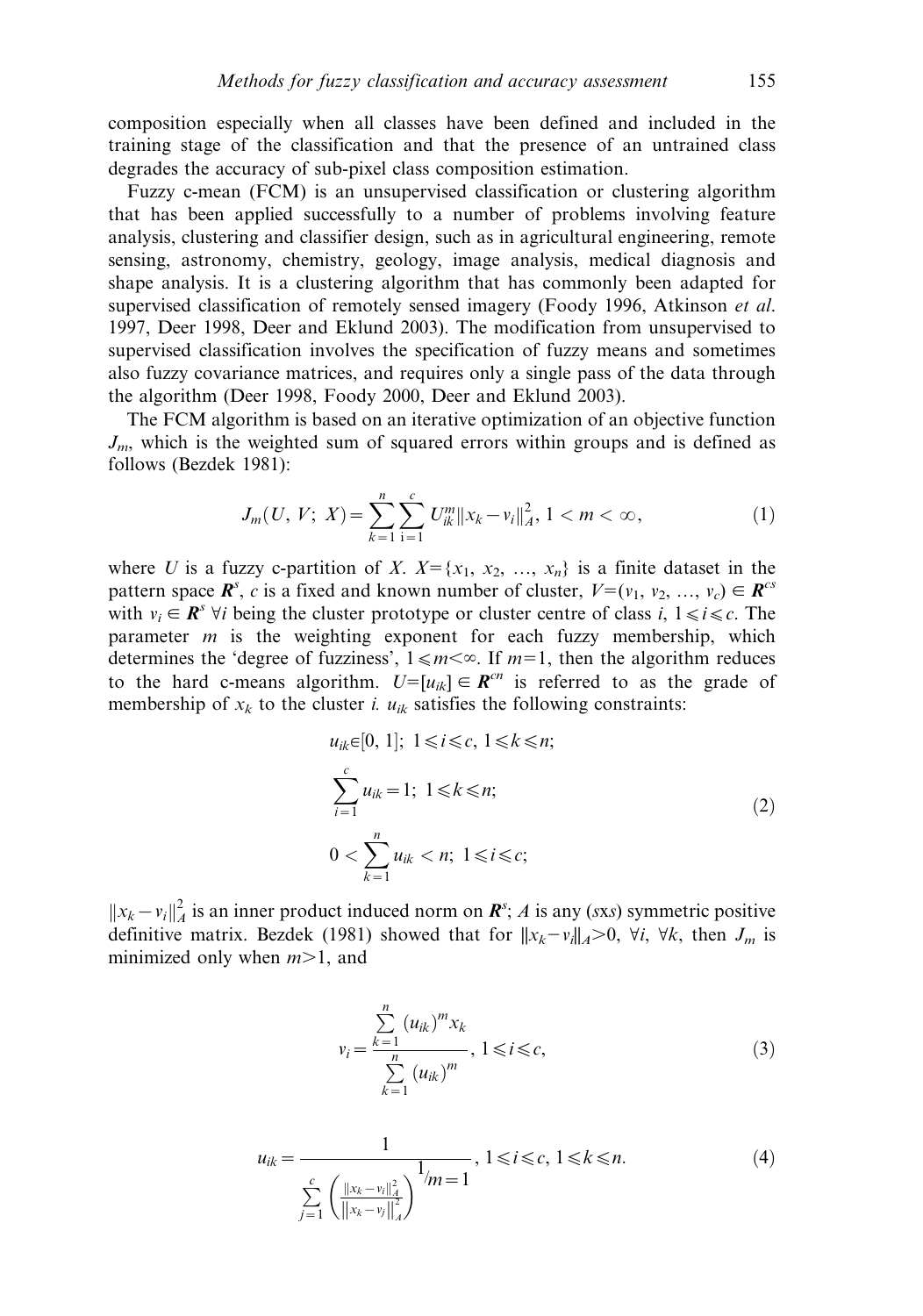composition especially when all classes have been defined and included in the training stage of the classification and that the presence of an untrained class degrades the accuracy of sub-pixel class composition estimation.

Fuzzy c-mean (FCM) is an unsupervised classification or clustering algorithm that has been applied successfully to a number of problems involving feature analysis, clustering and classifier design, such as in agricultural engineering, remote sensing, astronomy, chemistry, geology, image analysis, medical diagnosis and shape analysis. It is a clustering algorithm that has commonly been adapted for supervised classification of remotely sensed imagery (Foody 1996, Atkinson *et al.* 1997, Deer 1998, Deer and Eklund 2003). The modification from unsupervised to supervised classification involves the specification of fuzzy means and sometimes also fuzzy covariance matrices, and requires only a single pass of the data through the algorithm (Deer 1998, Foody 2000, Deer and Eklund 2003).

The FCM algorithm is based on an iterative optimization of an objective function $J_m$, which is the weighted sum of squared errors within groups and is defined as follows (Bezdek 1981):

$$J_m(U, V;\, X) = \sum_{k=1}^{n} \sum_{i=1}^{c} U_{ik}^{m} \| x_k - v_i \|_A^2, \; 1 < m < \infty, \tag{1}$$

where $U$ is a fuzzy c-partition of $X$. $X=\{x_1, x_2, \ldots, x_n\}$ is a finite dataset in the pattern space $\boldsymbol{R}^s$, $c$ is a fixed and known number of cluster, $V=(v_1, v_2, \ldots, v_c) \in \boldsymbol{R}^{cs}$ with $v_i \in \boldsymbol{R}^s$ $\forall i$ being the cluster prototype or cluster centre of class $i$, $1 \leqslant i \leqslant c$. The parameter $m$ is the weighting exponent for each fuzzy membership, which determines the 'degree of fuzziness', $1 \leqslant m < \infty$. If $m=1$, then the algorithm reduces to the hard c-means algorithm. $U=[u_{ik}] \in \boldsymbol{R}^{cn}$ is referred to as the grade of membership of $x_k$ to the cluster $i$. $u_{ik}$ satisfies the following constraints:

$$\begin{aligned} & u_{ik} \in [0, 1];\; 1 \leqslant i \leqslant c,\; 1 \leqslant k \leqslant n; \\ & \sum_{i=1}^{c} u_{ik} = 1;\; 1 \leqslant k \leqslant n; \\ & 0 < \sum_{k=1}^{n} u_{ik} < n;\; 1 \leqslant i \leqslant c; \end{aligned} \tag{2}$$

$\| x_k - v_i \|_A^2$ is an inner product induced norm on $\boldsymbol{R}^s$; $A$ is any ($s$x$s$) symmetric positive definitive matrix. Bezdek (1981) showed that for $\| x_k - v_i \|_A > 0$, $\forall i$, $\forall k$, then $J_m$ is minimized only when $m > 1$, and

$$v_i = \frac{\sum_{k=1}^{n} (u_{ik})^m x_k}{\sum_{k=1}^{n} (u_{ik})^m}, \; 1 \leqslant i \leqslant c, \tag{3}$$

$$u_{ik} = \frac{1}{\sum_{j=1}^{c} \left( \frac{\| x_k - v_i \|_A^2}{\| x_k - v_j \|_A^2} \right)^{1/m=1}}, \; 1 \leqslant i \leqslant c,\; 1 \leqslant k \leqslant n. \tag{4}$$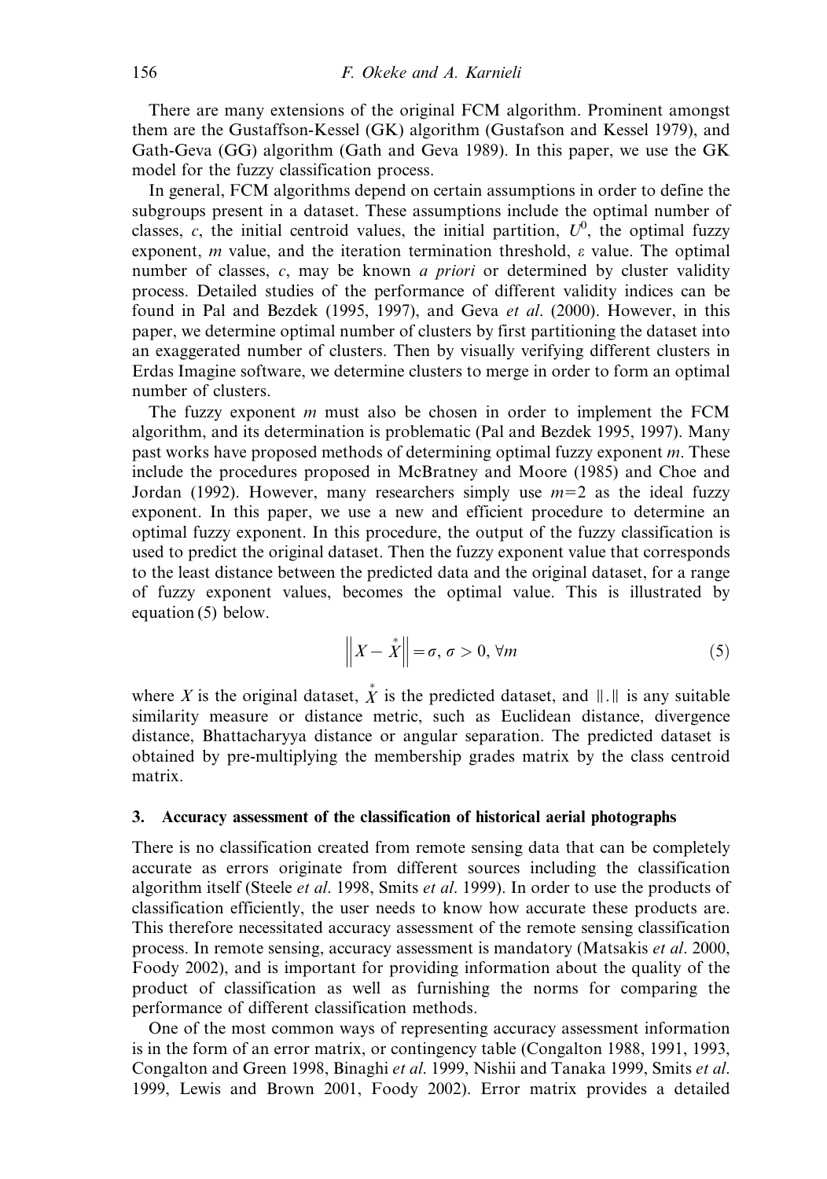There are many extensions of the original FCM algorithm. Prominent amongst them are the Gustaffson-Kessel (GK) algorithm (Gustafson and Kessel 1979), and Gath-Geva (GG) algorithm (Gath and Geva 1989). In this paper, we use the GK model for the fuzzy classification process.

In general, FCM algorithms depend on certain assumptions in order to define the subgroups present in a dataset. These assumptions include the optimal number of classes, $c$, the initial centroid values, the initial partition, $U^0$, the optimal fuzzy exponent, $m$ value, and the iteration termination threshold, $\varepsilon$ value. The optimal number of classes, $c$, may be known *a priori* or determined by cluster validity process. Detailed studies of the performance of different validity indices can be found in Pal and Bezdek (1995, 1997), and Geva *et al*. (2000). However, in this paper, we determine optimal number of clusters by first partitioning the dataset into an exaggerated number of clusters. Then by visually verifying different clusters in Erdas Imagine software, we determine clusters to merge in order to form an optimal number of clusters.

The fuzzy exponent $m$ must also be chosen in order to implement the FCM algorithm, and its determination is problematic (Pal and Bezdek 1995, 1997). Many past works have proposed methods of determining optimal fuzzy exponent $m$. These include the procedures proposed in McBratney and Moore (1985) and Choe and Jordan (1992). However, many researchers simply use $m=2$ as the ideal fuzzy exponent. In this paper, we use a new and efficient procedure to determine an optimal fuzzy exponent. In this procedure, the output of the fuzzy classification is used to predict the original dataset. Then the fuzzy exponent value that corresponds to the least distance between the predicted data and the original dataset, for a range of fuzzy exponent values, becomes the optimal value. This is illustrated by equation (5) below.

$$\left\| X - \overset{*}{X} \right\| = \sigma, \ \sigma > 0, \ \forall m \tag{5}$$

where $X$ is the original dataset, $\overset{*}{X}$ is the predicted dataset, and $\|.\|$ is any suitable similarity measure or distance metric, such as Euclidean distance, divergence distance, Bhattacharyya distance or angular separation. The predicted dataset is obtained by pre-multiplying the membership grades matrix by the class centroid matrix.

## 3. Accuracy assessment of the classification of historical aerial photographs

There is no classification created from remote sensing data that can be completely accurate as errors originate from different sources including the classification algorithm itself (Steele *et al*. 1998, Smits *et al*. 1999). In order to use the products of classification efficiently, the user needs to know how accurate these products are. This therefore necessitated accuracy assessment of the remote sensing classification process. In remote sensing, accuracy assessment is mandatory (Matsakis *et al*. 2000, Foody 2002), and is important for providing information about the quality of the product of classification as well as furnishing the norms for comparing the performance of different classification methods.

One of the most common ways of representing accuracy assessment information is in the form of an error matrix, or contingency table (Congalton 1988, 1991, 1993, Congalton and Green 1998, Binaghi *et al*. 1999, Nishii and Tanaka 1999, Smits *et al*. 1999, Lewis and Brown 2001, Foody 2002). Error matrix provides a detailed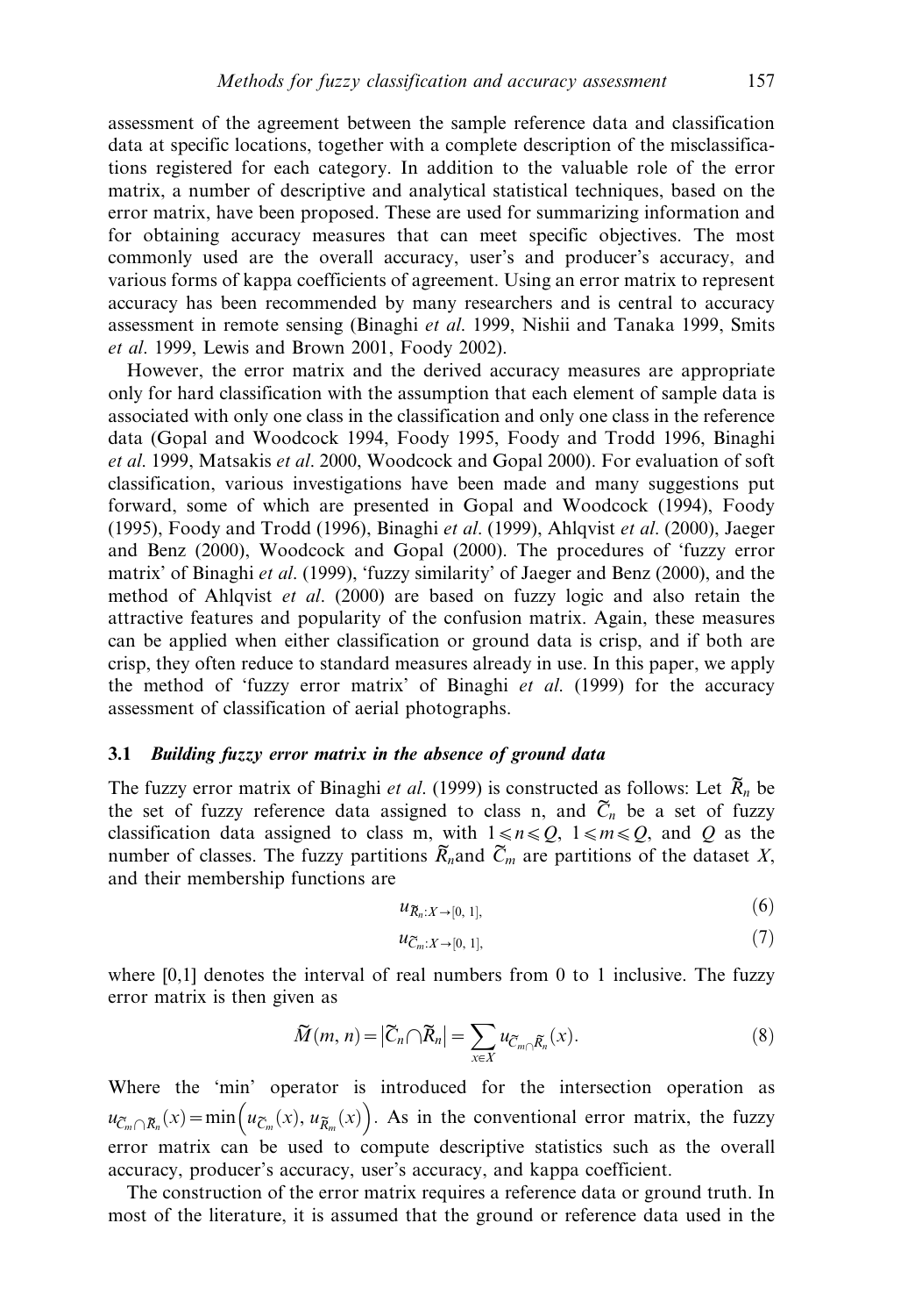assessment of the agreement between the sample reference data and classification data at specific locations, together with a complete description of the misclassifications registered for each category. In addition to the valuable role of the error matrix, a number of descriptive and analytical statistical techniques, based on the error matrix, have been proposed. These are used for summarizing information and for obtaining accuracy measures that can meet specific objectives. The most commonly used are the overall accuracy, user's and producer's accuracy, and various forms of kappa coefficients of agreement. Using an error matrix to represent accuracy has been recommended by many researchers and is central to accuracy assessment in remote sensing (Binaghi *et al*. 1999, Nishii and Tanaka 1999, Smits *et al*. 1999, Lewis and Brown 2001, Foody 2002).

However, the error matrix and the derived accuracy measures are appropriate only for hard classification with the assumption that each element of sample data is associated with only one class in the classification and only one class in the reference data (Gopal and Woodcock 1994, Foody 1995, Foody and Trodd 1996, Binaghi *et al*. 1999, Matsakis *et al*. 2000, Woodcock and Gopal 2000). For evaluation of soft classification, various investigations have been made and many suggestions put forward, some of which are presented in Gopal and Woodcock (1994), Foody (1995), Foody and Trodd (1996), Binaghi *et al*. (1999), Ahlqvist *et al*. (2000), Jaeger and Benz (2000), Woodcock and Gopal (2000). The procedures of 'fuzzy error matrix' of Binaghi *et al*. (1999), 'fuzzy similarity' of Jaeger and Benz (2000), and the method of Ahlqvist *et al*. (2000) are based on fuzzy logic and also retain the attractive features and popularity of the confusion matrix. Again, these measures can be applied when either classification or ground data is crisp, and if both are crisp, they often reduce to standard measures already in use. In this paper, we apply the method of 'fuzzy error matrix' of Binaghi *et al*. (1999) for the accuracy assessment of classification of aerial photographs.

### 3.1 *Building fuzzy error matrix in the absence of ground data*

The fuzzy error matrix of Binaghi *et al*. (1999) is constructed as follows: Let $\widetilde{R}_n$ be the set of fuzzy reference data assigned to class n, and $\widetilde{C}_n$ be a set of fuzzy classification data assigned to class m, with $1 \leqslant n \leqslant Q$, $1 \leqslant m \leqslant Q$, and $Q$ as the number of classes. The fuzzy partitions $\widetilde{R}_n$and $\widetilde{C}_m$ are partitions of the dataset $X$, and their membership functions are

$$u_{\widetilde{R}_n:X \to [0,\,1],} \tag{6}$$

$$u_{\widetilde{C}_m:X \to [0,\,1],} \tag{7}$$

where [0,1] denotes the interval of real numbers from 0 to 1 inclusive. The fuzzy error matrix is then given as

$$\widetilde{M}(m,\,n) = \left|\widetilde{C}_n \cap \widetilde{R}_n\right| = \sum_{x \in X} u_{\widetilde{C}_m \cap \widetilde{R}_n}(x). \tag{8}$$

Where the 'min' operator is introduced for the intersection operation as $u_{\widetilde{C}_m \cap \widetilde{R}_n}(x) = \min\left(u_{\widetilde{C}_m}(x),\, u_{\widetilde{R}_m}(x)\right)$. As in the conventional error matrix, the fuzzy error matrix can be used to compute descriptive statistics such as the overall accuracy, producer's accuracy, user's accuracy, and kappa coefficient.

The construction of the error matrix requires a reference data or ground truth. In most of the literature, it is assumed that the ground or reference data used in the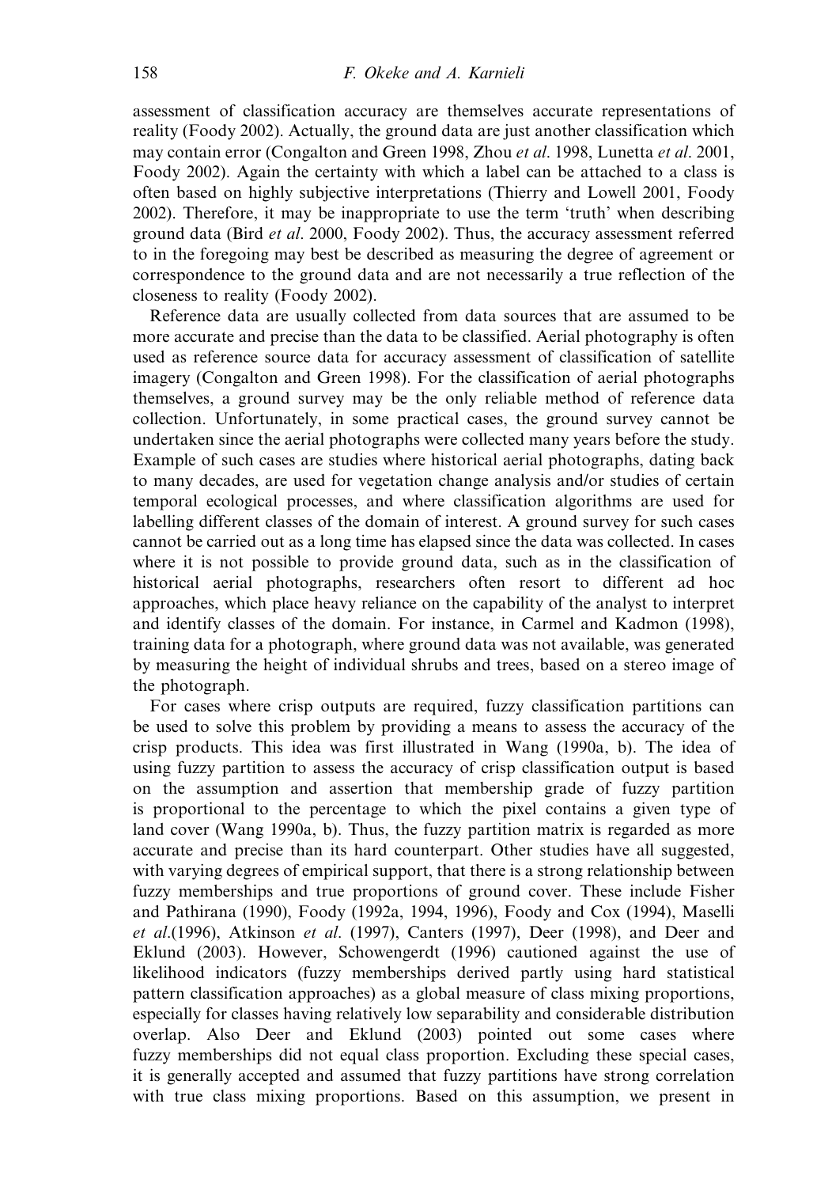assessment of classification accuracy are themselves accurate representations of reality (Foody 2002). Actually, the ground data are just another classification which may contain error (Congalton and Green 1998, Zhou *et al*. 1998, Lunetta *et al*. 2001, Foody 2002). Again the certainty with which a label can be attached to a class is often based on highly subjective interpretations (Thierry and Lowell 2001, Foody 2002). Therefore, it may be inappropriate to use the term 'truth' when describing ground data (Bird *et al*. 2000, Foody 2002). Thus, the accuracy assessment referred to in the foregoing may best be described as measuring the degree of agreement or correspondence to the ground data and are not necessarily a true reflection of the closeness to reality (Foody 2002).

Reference data are usually collected from data sources that are assumed to be more accurate and precise than the data to be classified. Aerial photography is often used as reference source data for accuracy assessment of classification of satellite imagery (Congalton and Green 1998). For the classification of aerial photographs themselves, a ground survey may be the only reliable method of reference data collection. Unfortunately, in some practical cases, the ground survey cannot be undertaken since the aerial photographs were collected many years before the study. Example of such cases are studies where historical aerial photographs, dating back to many decades, are used for vegetation change analysis and/or studies of certain temporal ecological processes, and where classification algorithms are used for labelling different classes of the domain of interest. A ground survey for such cases cannot be carried out as a long time has elapsed since the data was collected. In cases where it is not possible to provide ground data, such as in the classification of historical aerial photographs, researchers often resort to different ad hoc approaches, which place heavy reliance on the capability of the analyst to interpret and identify classes of the domain. For instance, in Carmel and Kadmon (1998), training data for a photograph, where ground data was not available, was generated by measuring the height of individual shrubs and trees, based on a stereo image of the photograph.

For cases where crisp outputs are required, fuzzy classification partitions can be used to solve this problem by providing a means to assess the accuracy of the crisp products. This idea was first illustrated in Wang (1990a, b). The idea of using fuzzy partition to assess the accuracy of crisp classification output is based on the assumption and assertion that membership grade of fuzzy partition is proportional to the percentage to which the pixel contains a given type of land cover (Wang 1990a, b). Thus, the fuzzy partition matrix is regarded as more accurate and precise than its hard counterpart. Other studies have all suggested, with varying degrees of empirical support, that there is a strong relationship between fuzzy memberships and true proportions of ground cover. These include Fisher and Pathirana (1990), Foody (1992a, 1994, 1996), Foody and Cox (1994), Maselli *et al*.(1996), Atkinson *et al*. (1997), Canters (1997), Deer (1998), and Deer and Eklund (2003). However, Schowengerdt (1996) cautioned against the use of likelihood indicators (fuzzy memberships derived partly using hard statistical pattern classification approaches) as a global measure of class mixing proportions, especially for classes having relatively low separability and considerable distribution overlap. Also Deer and Eklund (2003) pointed out some cases where fuzzy memberships did not equal class proportion. Excluding these special cases, it is generally accepted and assumed that fuzzy partitions have strong correlation with true class mixing proportions. Based on this assumption, we present in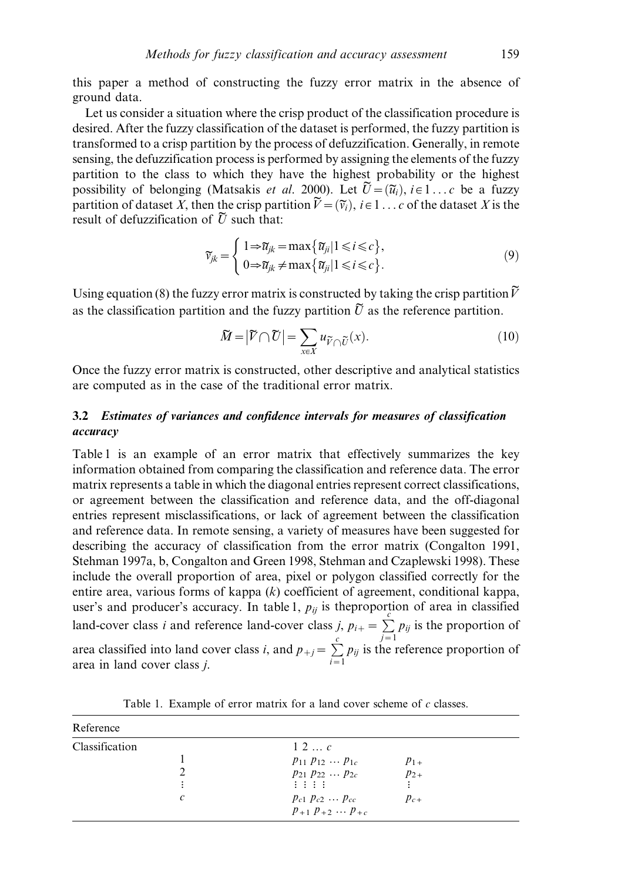this paper a method of constructing the fuzzy error matrix in the absence of ground data.

Let us consider a situation where the crisp product of the classification procedure is desired. After the fuzzy classification of the dataset is performed, the fuzzy partition is transformed to a crisp partition by the process of defuzzification. Generally, in remote sensing, the defuzzification process is performed by assigning the elements of the fuzzy partition to the class to which they have the highest probability or the highest possibility of belonging (Matsakis *et al.* 2000). Let $\widetilde{U} = (\widetilde{u}_i)$, $i \in 1 \ldots c$ be a fuzzy partition of dataset $X$, then the crisp partition $\widetilde{V} = (\widetilde{v}_i)$, $i \in 1 \ldots c$ of the dataset $X$ is the result of defuzzification of $\widetilde{U}$ such that:

$$\widetilde{v}_{jk} = \begin{cases} 1 \Rightarrow \widetilde{u}_{jk} = \max\{\widetilde{u}_{ji} | 1 \leqslant i \leqslant c\}, \\ 0 \Rightarrow \widetilde{u}_{jk} \neq \max\{\widetilde{u}_{ji} | 1 \leqslant i \leqslant c\}. \end{cases} \tag{9}$$

Using equation (8) the fuzzy error matrix is constructed by taking the crisp partition $\widetilde{V}$ as the classification partition and the fuzzy partition $\widetilde{U}$ as the reference partition.

$$\widetilde{M} = |\widetilde{V} \cap \widetilde{U}| = \sum_{x \in X} u_{\widetilde{V} \cap \widetilde{U}}(x). \tag{10}$$

Once the fuzzy error matrix is constructed, other descriptive and analytical statistics are computed as in the case of the traditional error matrix.

### 3.2 *Estimates of variances and confidence intervals for measures of classification accuracy*

Table 1 is an example of an error matrix that effectively summarizes the key information obtained from comparing the classification and reference data. The error matrix represents a table in which the diagonal entries represent correct classifications, or agreement between the classification and reference data, and the off-diagonal entries represent misclassifications, or lack of agreement between the classification and reference data. In remote sensing, a variety of measures have been suggested for describing the accuracy of classification from the error matrix (Congalton 1991, Stehman 1997a, b, Congalton and Green 1998, Stehman and Czaplewski 1998). These include the overall proportion of area, pixel or polygon classified correctly for the entire area, various forms of kappa ($k$) coefficient of agreement, conditional kappa, user's and producer's accuracy. In table 1, $p_{ij}$ is theproportion of area in classified land-cover class $i$ and reference land-cover class $j$, $p_{i+} = \sum_{j=1}^{c} p_{ij}$ is the proportion of area classified into land cover class $i$, and $p_{+j} = \sum_{i=1}^{c} p_{ij}$ is the reference proportion of area in land cover class $j$.

Table 1. Example of error matrix for a land cover scheme of $c$ classes.

| Reference | | | |
|---|---|---|---|
| Classification | | $1 \; 2 \ldots c$ | |
| | 1 | $p_{11} \; p_{12} \cdots p_{1c}$ | $p_{1+}$ |
| | 2 | $p_{21} \; p_{22} \cdots p_{2c}$ | $p_{2+}$ |
| | $\vdots$ | $\vdots \; \vdots \; \vdots \; \vdots$ | $\vdots$ |
| | $c$ | $p_{c1} \; p_{c2} \cdots p_{cc}$ | $p_{c+}$ |
| | | $p_{+1} \; p_{+2} \cdots p_{+c}$ | |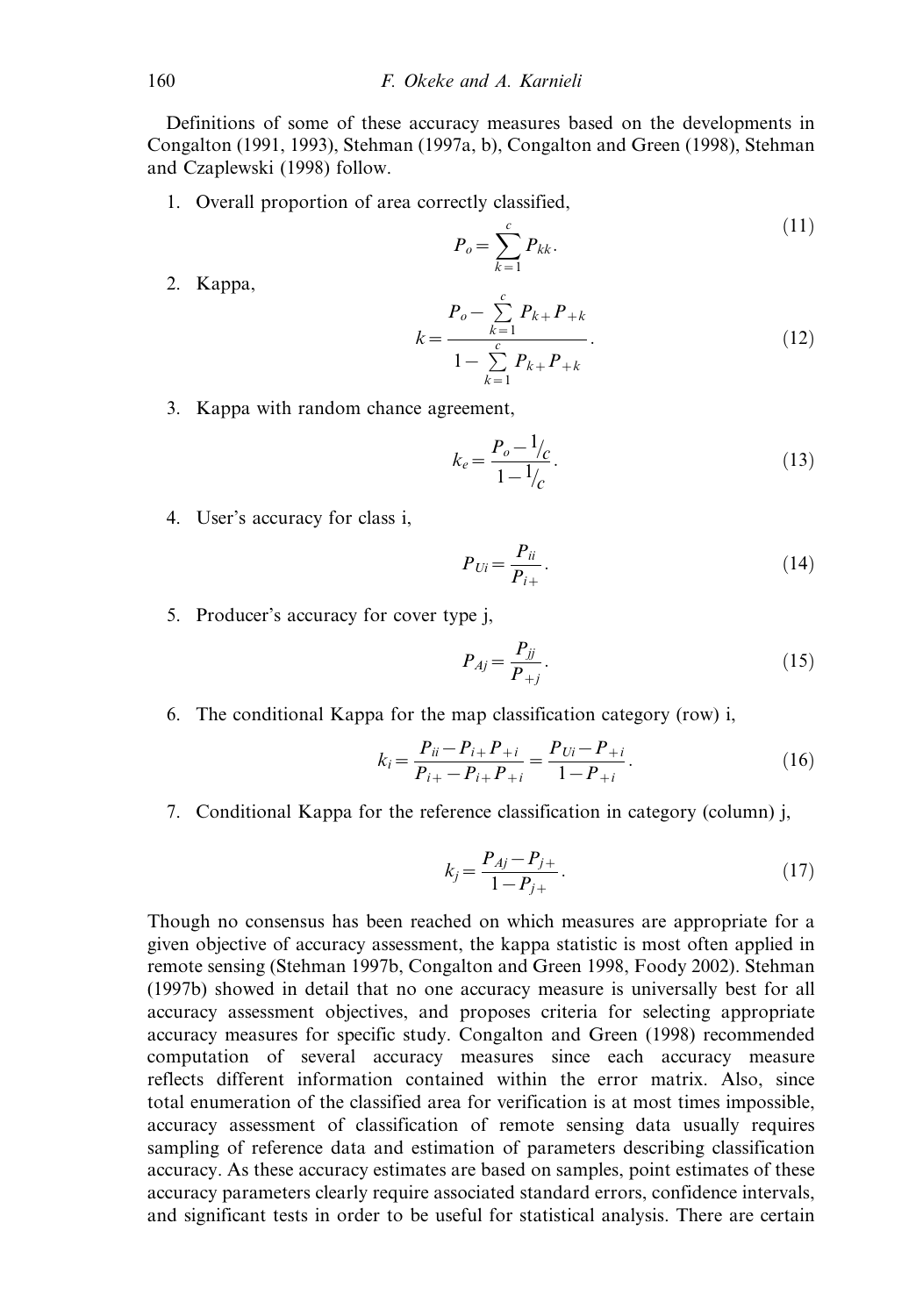Definitions of some of these accuracy measures based on the developments in Congalton (1991, 1993), Stehman (1997a, b), Congalton and Green (1998), Stehman and Czaplewski (1998) follow.

1. Overall proportion of area correctly classified,

$$P_o = \sum_{k=1}^{c} P_{kk}. \tag{11}$$

2. Kappa,

$$k = \frac{P_o - \sum_{k=1}^{c} P_{k+} P_{+k}}{1 - \sum_{k=1}^{c} P_{k+} P_{+k}}. \tag{12}$$

3. Kappa with random chance agreement,

$$k_e = \frac{P_o - 1/c}{1 - 1/c}. \tag{13}$$

4. User's accuracy for class i,

$$P_{Ui} = \frac{P_{ii}}{P_{i+}}. \tag{14}$$

5. Producer's accuracy for cover type j,

$$P_{Aj} = \frac{P_{jj}}{P_{+j}}. \tag{15}$$

6. The conditional Kappa for the map classification category (row) i,

$$k_i = \frac{P_{ii} - P_{i+} P_{+i}}{P_{i+} - P_{i+} P_{+i}} = \frac{P_{Ui} - P_{+i}}{1 - P_{+i}}. \tag{16}$$

7. Conditional Kappa for the reference classification in category (column) j,

$$k_j = \frac{P_{Aj} - P_{j+}}{1 - P_{j+}}. \tag{17}$$

Though no consensus has been reached on which measures are appropriate for a given objective of accuracy assessment, the kappa statistic is most often applied in remote sensing (Stehman 1997b, Congalton and Green 1998, Foody 2002). Stehman (1997b) showed in detail that no one accuracy measure is universally best for all accuracy assessment objectives, and proposes criteria for selecting appropriate accuracy measures for specific study. Congalton and Green (1998) recommended computation of several accuracy measures since each accuracy measure reflects different information contained within the error matrix. Also, since total enumeration of the classified area for verification is at most times impossible, accuracy assessment of classification of remote sensing data usually requires sampling of reference data and estimation of parameters describing classification accuracy. As these accuracy estimates are based on samples, point estimates of these accuracy parameters clearly require associated standard errors, confidence intervals, and significant tests in order to be useful for statistical analysis. There are certain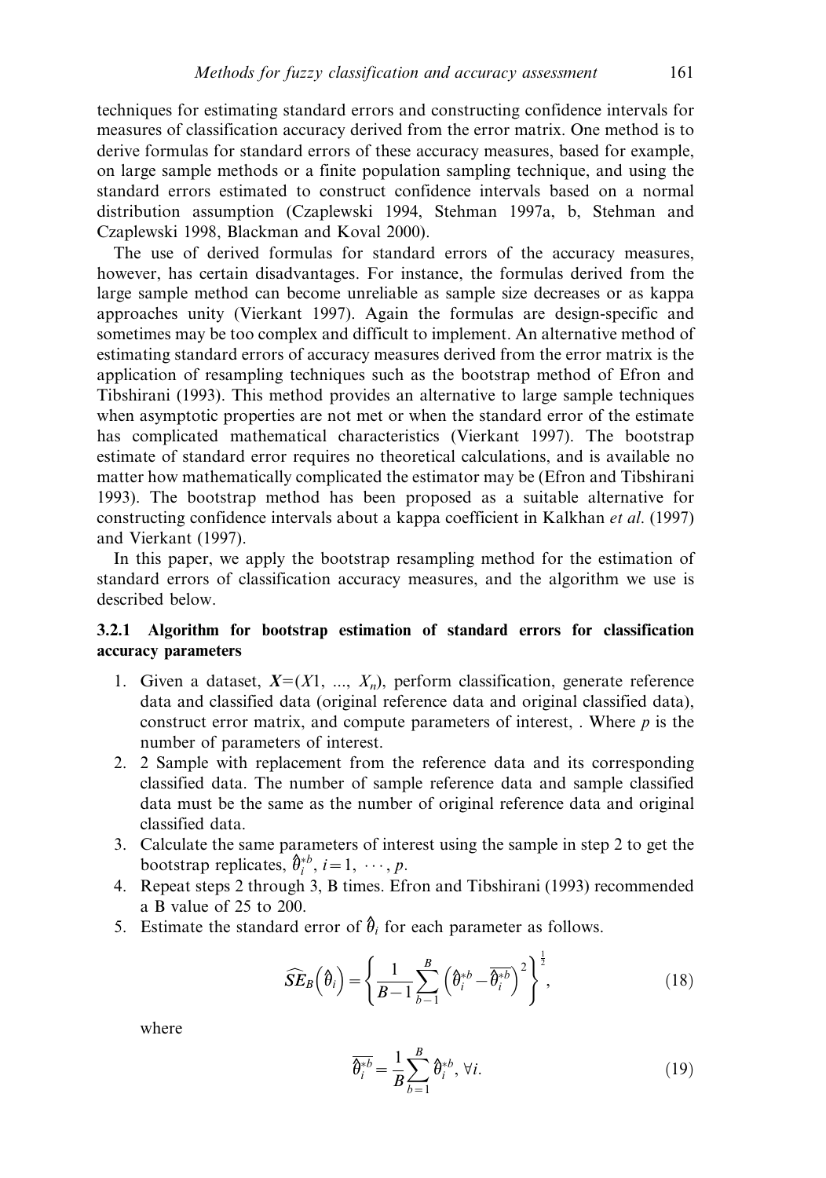techniques for estimating standard errors and constructing confidence intervals for measures of classification accuracy derived from the error matrix. One method is to derive formulas for standard errors of these accuracy measures, based for example, on large sample methods or a finite population sampling technique, and using the standard errors estimated to construct confidence intervals based on a normal distribution assumption (Czaplewski 1994, Stehman 1997a, b, Stehman and Czaplewski 1998, Blackman and Koval 2000).

The use of derived formulas for standard errors of the accuracy measures, however, has certain disadvantages. For instance, the formulas derived from the large sample method can become unreliable as sample size decreases or as kappa approaches unity (Vierkant 1997). Again the formulas are design-specific and sometimes may be too complex and difficult to implement. An alternative method of estimating standard errors of accuracy measures derived from the error matrix is the application of resampling techniques such as the bootstrap method of Efron and Tibshirani (1993). This method provides an alternative to large sample techniques when asymptotic properties are not met or when the standard error of the estimate has complicated mathematical characteristics (Vierkant 1997). The bootstrap estimate of standard error requires no theoretical calculations, and is available no matter how mathematically complicated the estimator may be (Efron and Tibshirani 1993). The bootstrap method has been proposed as a suitable alternative for constructing confidence intervals about a kappa coefficient in Kalkhan *et al.* (1997) and Vierkant (1997).

In this paper, we apply the bootstrap resampling method for the estimation of standard errors of classification accuracy measures, and the algorithm we use is described below.

### 3.2.1 Algorithm for bootstrap estimation of standard errors for classification accuracy parameters

1. Given a dataset, $\boldsymbol{X}=(X1, ..., X_n)$, perform classification, generate reference data and classified data (original reference data and original classified data), construct error matrix, and compute parameters of interest, . Where $p$ is the number of parameters of interest.
2. 2 Sample with replacement from the reference data and its corresponding classified data. The number of sample reference data and sample classified data must be the same as the number of original reference data and original classified data.
3. Calculate the same parameters of interest using the sample in step 2 to get the bootstrap replicates, $\hat{\theta}_i^{*b}$, $i=1, \cdots, p$.
4. Repeat steps 2 through 3, B times. Efron and Tibshirani (1993) recommended a B value of 25 to 200.
5. Estimate the standard error of $\hat{\theta}_i$ for each parameter as follows.

$$\widehat{SE}_B\left(\hat{\theta}_i\right)=\left\{\frac{1}{B-1}\sum_{b-1}^{B}\left(\hat{\theta}_i^{*b}-\overline{\hat{\theta}_i^{*b}}\right)^2\right\}^{\frac{1}{2}}, \tag{18}$$

where

$$\overline{\hat{\theta}_i^{*b}}=\frac{1}{B}\sum_{b=1}^{B}\hat{\theta}_i^{*b}, \forall i. \tag{19}$$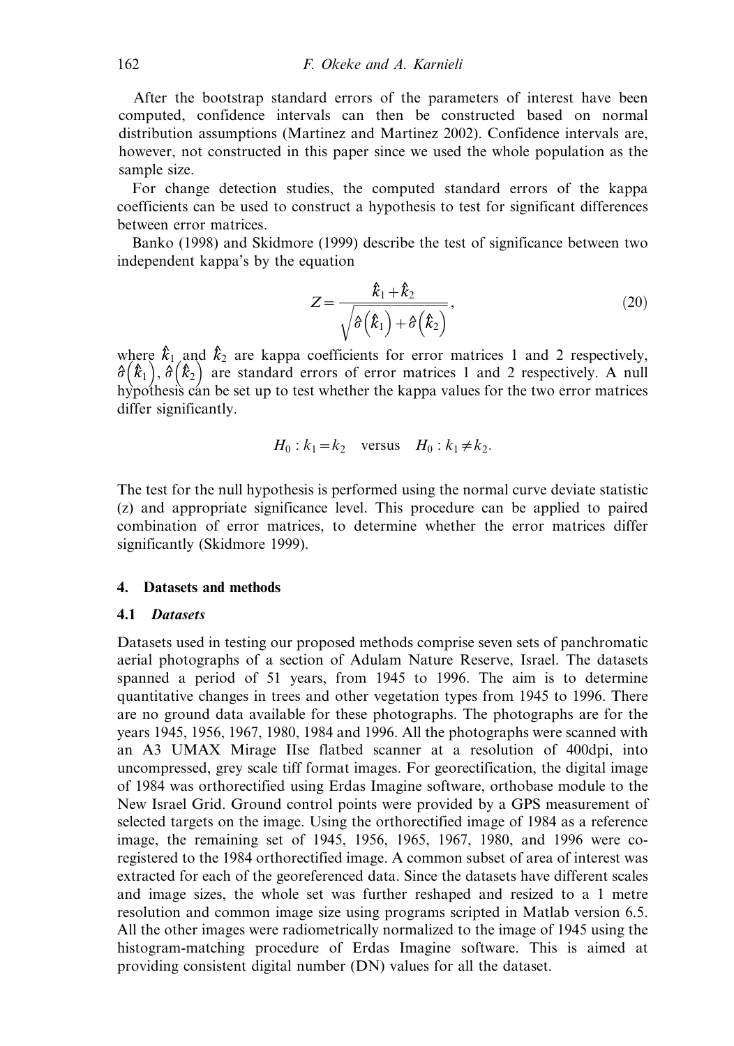After the bootstrap standard errors of the parameters of interest have been computed, confidence intervals can then be constructed based on normal distribution assumptions (Martinez and Martinez 2002). Confidence intervals are, however, not constructed in this paper since we used the whole population as the sample size.

For change detection studies, the computed standard errors of the kappa coefficients can be used to construct a hypothesis to test for significant differences between error matrices.

Banko (1998) and Skidmore (1999) describe the test of significance between two independent kappa's by the equation

$$Z = \frac{\hat{k}_1 + \hat{k}_2}{\sqrt{\hat{\sigma}\left(\hat{k}_1\right) + \hat{\sigma}\left(\hat{k}_2\right)}}, \tag{20}$$

where $\hat{k}_1$ and $\hat{k}_2$ are kappa coefficients for error matrices 1 and 2 respectively, $\hat{\sigma}\left(\hat{k}_1\right)$, $\hat{\sigma}\left(\hat{k}_2\right)$ are standard errors of error matrices 1 and 2 respectively. A null hypothesis can be set up to test whether the kappa values for the two error matrices differ significantly.

$$H_0 : k_1 = k_2 \quad \text{versus} \quad H_0 : k_1 \neq k_2.$$

The test for the null hypothesis is performed using the normal curve deviate statistic (z) and appropriate significance level. This procedure can be applied to paired combination of error matrices, to determine whether the error matrices differ significantly (Skidmore 1999).

## 4. Datasets and methods

### 4.1 *Datasets*

Datasets used in testing our proposed methods comprise seven sets of panchromatic aerial photographs of a section of Adulam Nature Reserve, Israel. The datasets spanned a period of 51 years, from 1945 to 1996. The aim is to determine quantitative changes in trees and other vegetation types from 1945 to 1996. There are no ground data available for these photographs. The photographs are for the years 1945, 1956, 1967, 1980, 1984 and 1996. All the photographs were scanned with an A3 UMAX Mirage IIse flatbed scanner at a resolution of 400dpi, into uncompressed, grey scale tiff format images. For georectification, the digital image of 1984 was orthorectified using Erdas Imagine software, orthobase module to the New Israel Grid. Ground control points were provided by a GPS measurement of selected targets on the image. Using the orthorectified image of 1984 as a reference image, the remaining set of 1945, 1956, 1965, 1967, 1980, and 1996 were co-registered to the 1984 orthorectified image. A common subset of area of interest was extracted for each of the georeferenced data. Since the datasets have different scales and image sizes, the whole set was further reshaped and resized to a 1 metre resolution and common image size using programs scripted in Matlab version 6.5. All the other images were radiometrically normalized to the image of 1945 using the histogram-matching procedure of Erdas Imagine software. This is aimed at providing consistent digital number (DN) values for all the dataset.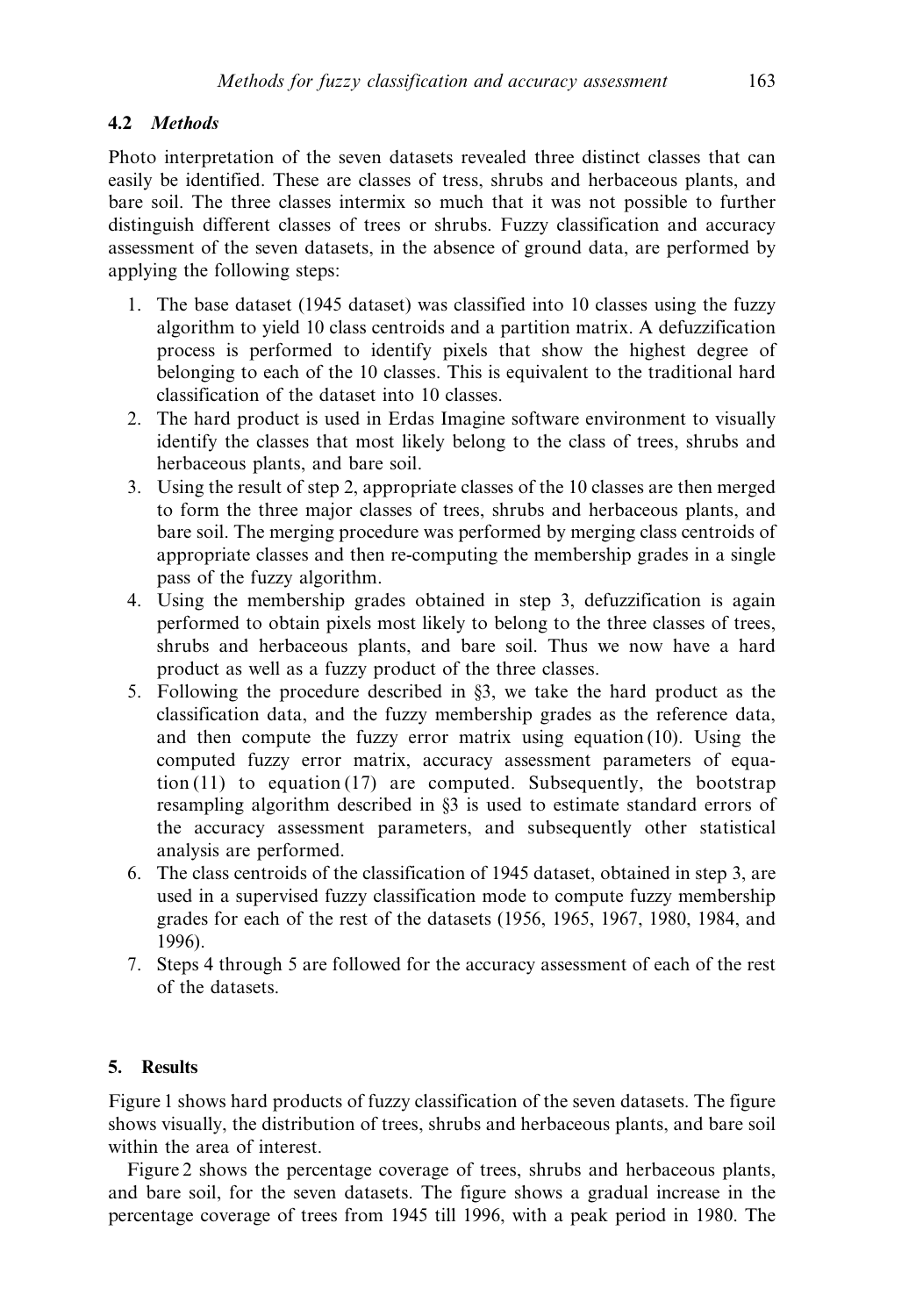### 4.2 *Methods*

Photo interpretation of the seven datasets revealed three distinct classes that can easily be identified. These are classes of tress, shrubs and herbaceous plants, and bare soil. The three classes intermix so much that it was not possible to further distinguish different classes of trees or shrubs. Fuzzy classification and accuracy assessment of the seven datasets, in the absence of ground data, are performed by applying the following steps:

1. The base dataset (1945 dataset) was classified into 10 classes using the fuzzy algorithm to yield 10 class centroids and a partition matrix. A defuzzification process is performed to identify pixels that show the highest degree of belonging to each of the 10 classes. This is equivalent to the traditional hard classification of the dataset into 10 classes.
2. The hard product is used in Erdas Imagine software environment to visually identify the classes that most likely belong to the class of trees, shrubs and herbaceous plants, and bare soil.
3. Using the result of step 2, appropriate classes of the 10 classes are then merged to form the three major classes of trees, shrubs and herbaceous plants, and bare soil. The merging procedure was performed by merging class centroids of appropriate classes and then re-computing the membership grades in a single pass of the fuzzy algorithm.
4. Using the membership grades obtained in step 3, defuzzification is again performed to obtain pixels most likely to belong to the three classes of trees, shrubs and herbaceous plants, and bare soil. Thus we now have a hard product as well as a fuzzy product of the three classes.
5. Following the procedure described in §3, we take the hard product as the classification data, and the fuzzy membership grades as the reference data, and then compute the fuzzy error matrix using equation (10). Using the computed fuzzy error matrix, accuracy assessment parameters of equation (11) to equation (17) are computed. Subsequently, the bootstrap resampling algorithm described in §3 is used to estimate standard errors of the accuracy assessment parameters, and subsequently other statistical analysis are performed.
6. The class centroids of the classification of 1945 dataset, obtained in step 3, are used in a supervised fuzzy classification mode to compute fuzzy membership grades for each of the rest of the datasets (1956, 1965, 1967, 1980, 1984, and 1996).
7. Steps 4 through 5 are followed for the accuracy assessment of each of the rest of the datasets.

## 5. Results

Figure 1 shows hard products of fuzzy classification of the seven datasets. The figure shows visually, the distribution of trees, shrubs and herbaceous plants, and bare soil within the area of interest.

Figure 2 shows the percentage coverage of trees, shrubs and herbaceous plants, and bare soil, for the seven datasets. The figure shows a gradual increase in the percentage coverage of trees from 1945 till 1996, with a peak period in 1980. The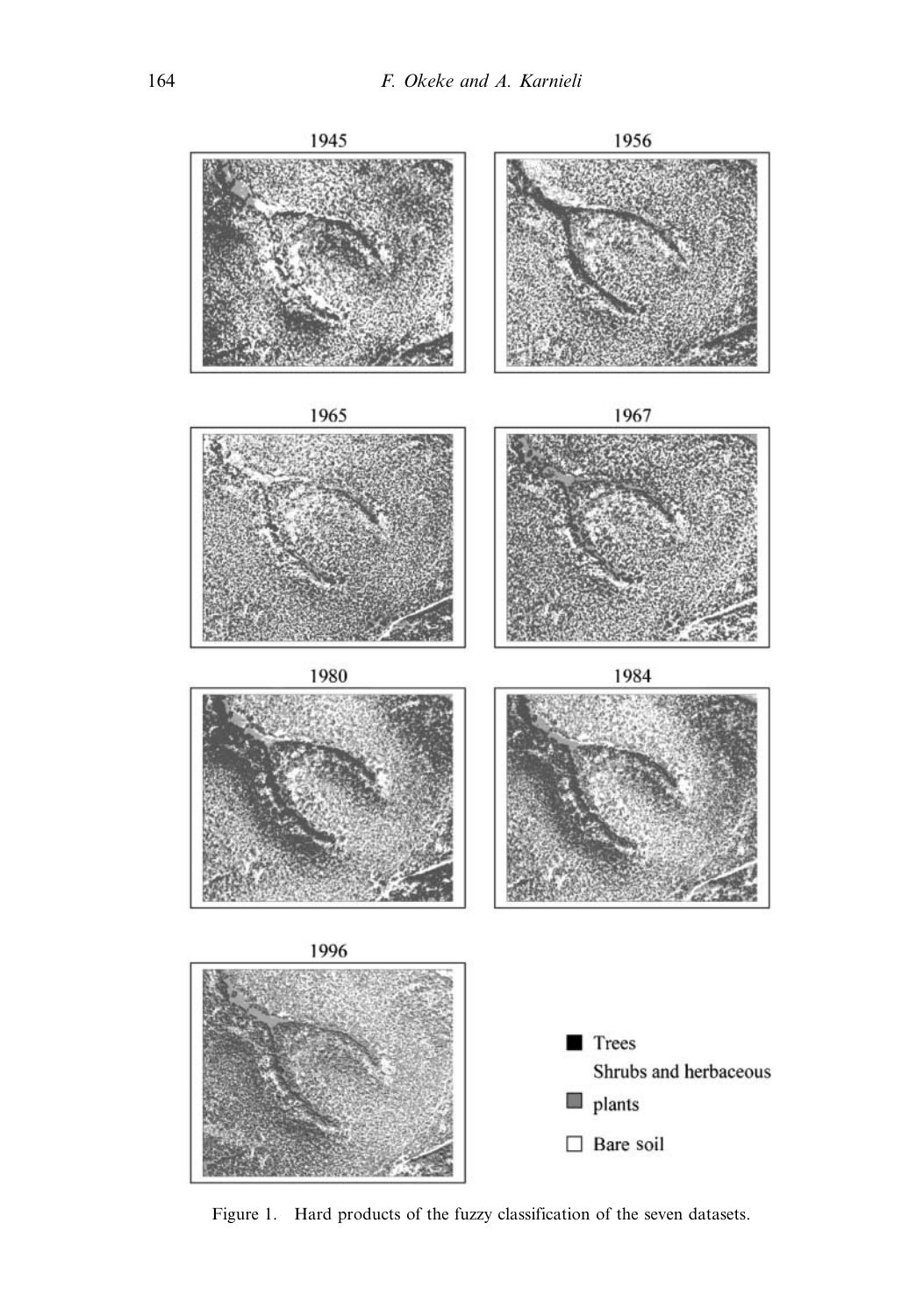Figure 1. Hard products of the fuzzy classification of the seven datasets.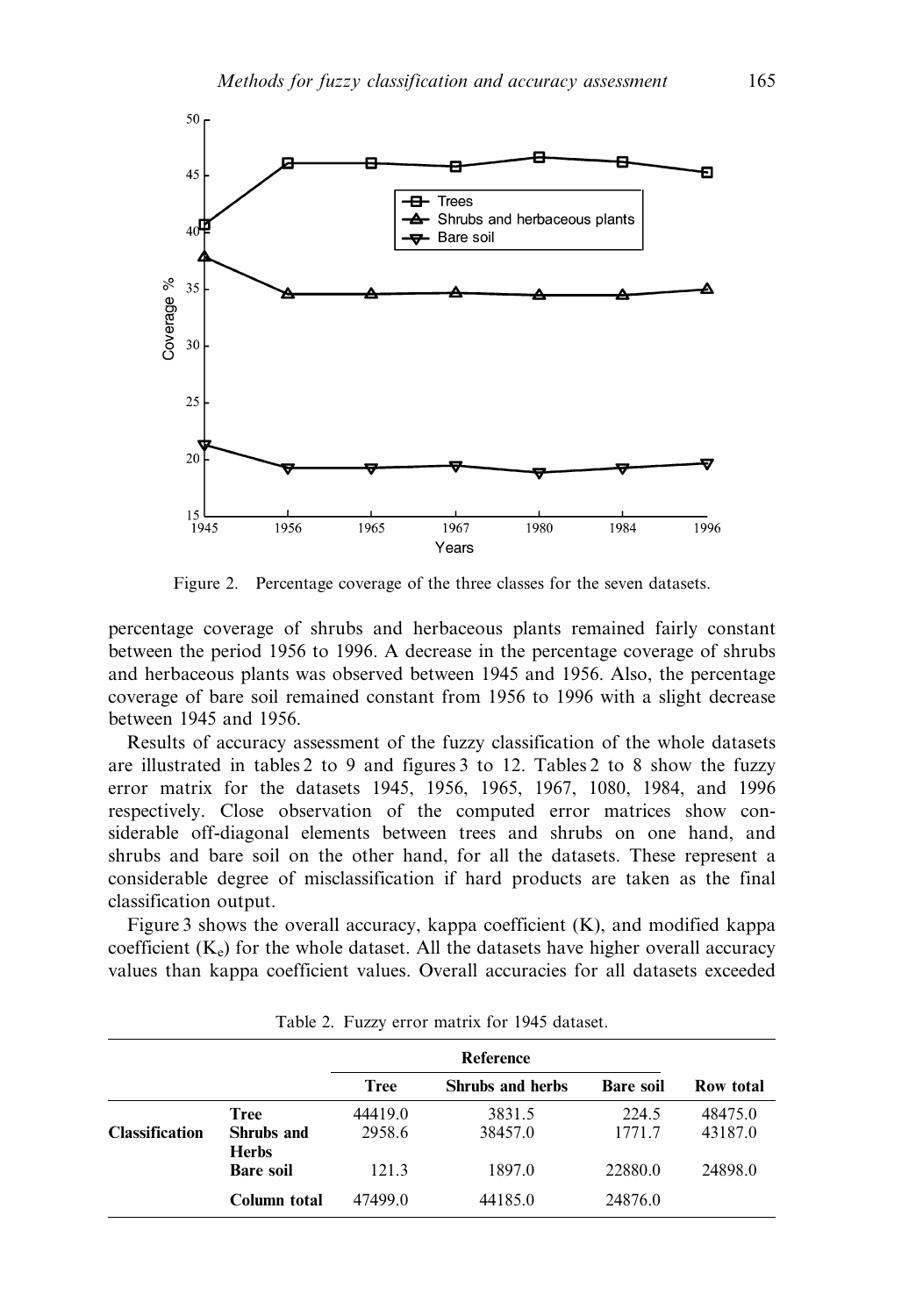Figure 2. Percentage coverage of the three classes for the seven datasets.

percentage coverage of shrubs and herbaceous plants remained fairly constant between the period 1956 to 1996. A decrease in the percentage coverage of shrubs and herbaceous plants was observed between 1945 and 1956. Also, the percentage coverage of bare soil remained constant from 1956 to 1996 with a slight decrease between 1945 and 1956.

Results of accuracy assessment of the fuzzy classification of the whole datasets are illustrated in tables 2 to 9 and figures 3 to 12. Tables 2 to 8 show the fuzzy error matrix for the datasets 1945, 1956, 1965, 1967, 1080, 1984, and 1996 respectively. Close observation of the computed error matrices show considerable off-diagonal elements between trees and shrubs on one hand, and shrubs and bare soil on the other hand, for all the datasets. These represent a considerable degree of misclassification if hard products are taken as the final classification output.

Figure 3 shows the overall accuracy, kappa coefficient (K), and modified kappa coefficient ($K_e$) for the whole dataset. All the datasets have higher overall accuracy values than kappa coefficient values. Overall accuracies for all datasets exceeded

Table 2. Fuzzy error matrix for 1945 dataset.

| | | Reference | | | |
|---|---|---|---|---|---|
| | | **Tree** | **Shrubs and herbs** | **Bare soil** | **Row total** |
| **Classification** | **Tree** | 44419.0 | 3831.5 | 224.5 | 48475.0 |
| | **Shrubs and Herbs** | 2958.6 | 38457.0 | 1771.7 | 43187.0 |
| | **Bare soil** | 121.3 | 1897.0 | 22880.0 | 24898.0 |
| | **Column total** | 47499.0 | 44185.0 | 24876.0 | |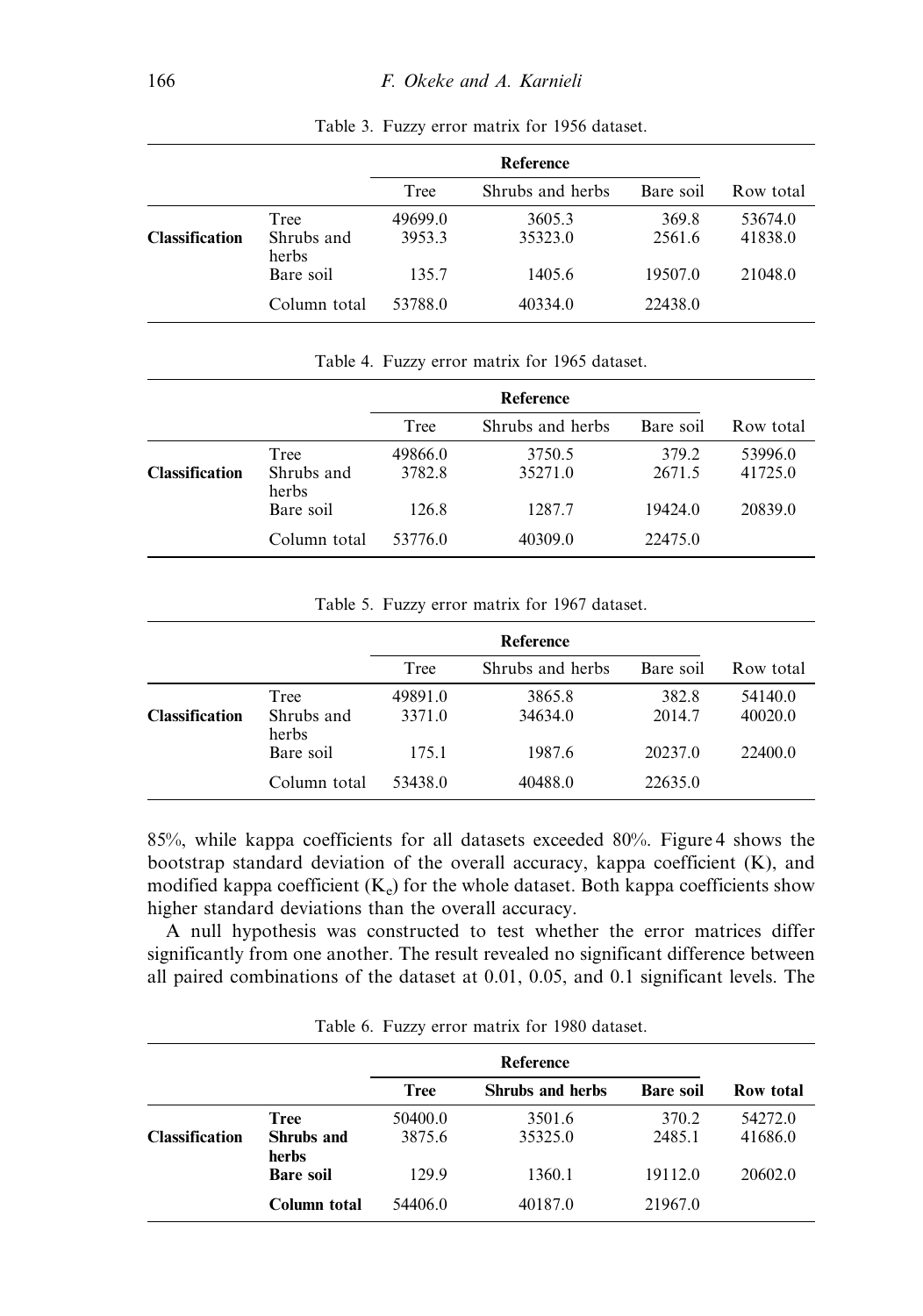Table 3. Fuzzy error matrix for 1956 dataset.

| | | Reference | | | |
|---|---|---|---|---|---|
| | | Tree | Shrubs and herbs | Bare soil | Row total |
| **Classification** | Tree | 49699.0 | 3605.3 | 369.8 | 53674.0 |
| | Shrubs and herbs | 3953.3 | 35323.0 | 2561.6 | 41838.0 |
| | Bare soil | 135.7 | 1405.6 | 19507.0 | 21048.0 |
| | Column total | 53788.0 | 40334.0 | 22438.0 | |

Table 4. Fuzzy error matrix for 1965 dataset.

| | | Reference | | | |
|---|---|---|---|---|---|
| | | Tree | Shrubs and herbs | Bare soil | Row total |
| **Classification** | Tree | 49866.0 | 3750.5 | 379.2 | 53996.0 |
| | Shrubs and herbs | 3782.8 | 35271.0 | 2671.5 | 41725.0 |
| | Bare soil | 126.8 | 1287.7 | 19424.0 | 20839.0 |
| | Column total | 53776.0 | 40309.0 | 22475.0 | |

Table 5. Fuzzy error matrix for 1967 dataset.

| | | Reference | | | |
|---|---|---|---|---|---|
| | | Tree | Shrubs and herbs | Bare soil | Row total |
| **Classification** | Tree | 49891.0 | 3865.8 | 382.8 | 54140.0 |
| | Shrubs and herbs | 3371.0 | 34634.0 | 2014.7 | 40020.0 |
| | Bare soil | 175.1 | 1987.6 | 20237.0 | 22400.0 |
| | Column total | 53438.0 | 40488.0 | 22635.0 | |

85%, while kappa coefficients for all datasets exceeded 80%. Figure 4 shows the bootstrap standard deviation of the overall accuracy, kappa coefficient (K), and modified kappa coefficient ($K_e$) for the whole dataset. Both kappa coefficients show higher standard deviations than the overall accuracy.

A null hypothesis was constructed to test whether the error matrices differ significantly from one another. The result revealed no significant difference between all paired combinations of the dataset at 0.01, 0.05, and 0.1 significant levels. The

Table 6. Fuzzy error matrix for 1980 dataset.

| | | Reference | | | |
|---|---|---|---|---|---|
| | | **Tree** | **Shrubs and herbs** | **Bare soil** | **Row total** |
| **Classification** | **Tree** | 50400.0 | 3501.6 | 370.2 | 54272.0 |
| | **Shrubs and herbs** | 3875.6 | 35325.0 | 2485.1 | 41686.0 |
| | **Bare soil** | 129.9 | 1360.1 | 19112.0 | 20602.0 |
| | **Column total** | 54406.0 | 40187.0 | 21967.0 | |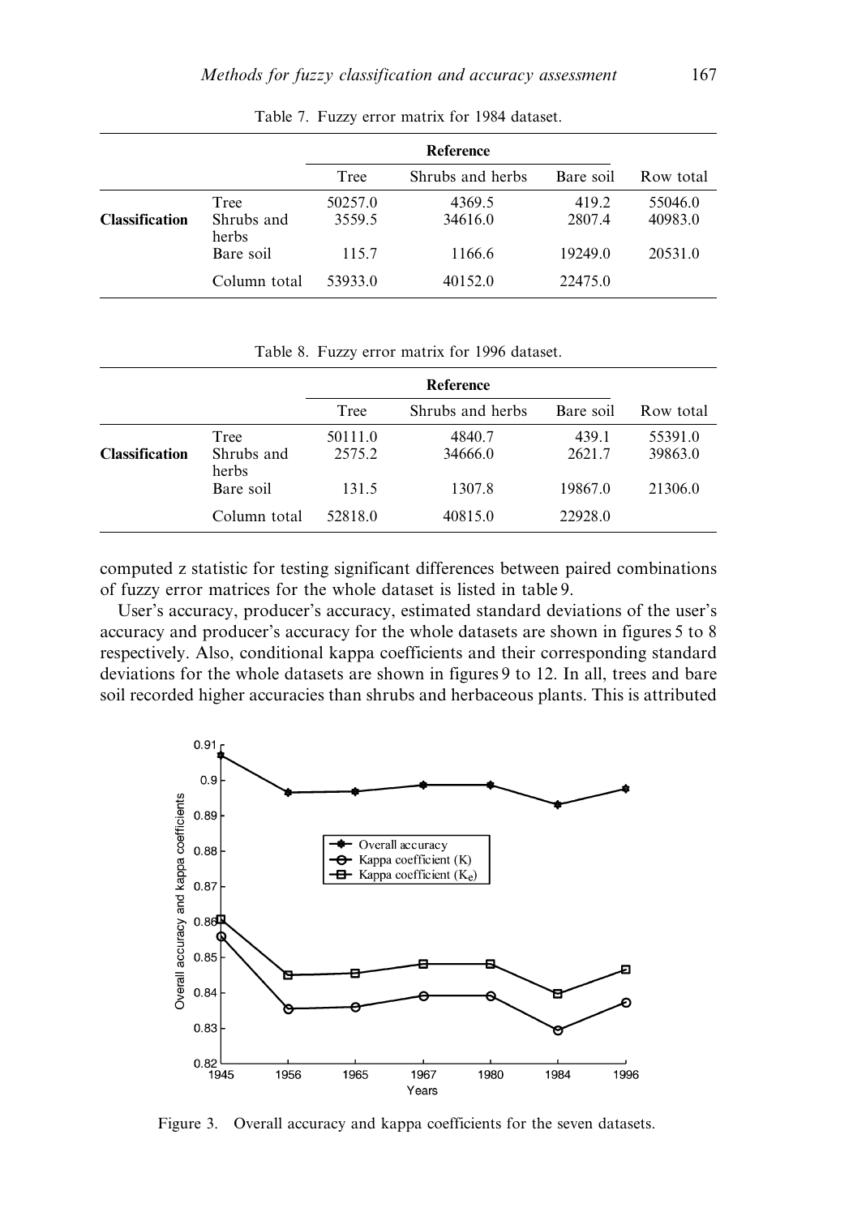Table 7. Fuzzy error matrix for 1984 dataset.

| | | Reference | | | |
|---|---|---|---|---|---|
| | | Tree | Shrubs and herbs | Bare soil | Row total |
| **Classification** | Tree | 50257.0 | 4369.5 | 419.2 | 55046.0 |
| | Shrubs and herbs | 3559.5 | 34616.0 | 2807.4 | 40983.0 |
| | Bare soil | 115.7 | 1166.6 | 19249.0 | 20531.0 |
| | Column total | 53933.0 | 40152.0 | 22475.0 | |

Table 8. Fuzzy error matrix for 1996 dataset.

| | | Reference | | | |
|---|---|---|---|---|---|
| | | Tree | Shrubs and herbs | Bare soil | Row total |
| **Classification** | Tree | 50111.0 | 4840.7 | 439.1 | 55391.0 |
| | Shrubs and herbs | 2575.2 | 34666.0 | 2621.7 | 39863.0 |
| | Bare soil | 131.5 | 1307.8 | 19867.0 | 21306.0 |
| | Column total | 52818.0 | 40815.0 | 22928.0 | |

computed z statistic for testing significant differences between paired combinations of fuzzy error matrices for the whole dataset is listed in table 9.

User's accuracy, producer's accuracy, estimated standard deviations of the user's accuracy and producer's accuracy for the whole datasets are shown in figures 5 to 8 respectively. Also, conditional kappa coefficients and their corresponding standard deviations for the whole datasets are shown in figures 9 to 12. In all, trees and bare soil recorded higher accuracies than shrubs and herbaceous plants. This is attributed

Figure 3. Overall accuracy and kappa coefficients for the seven datasets.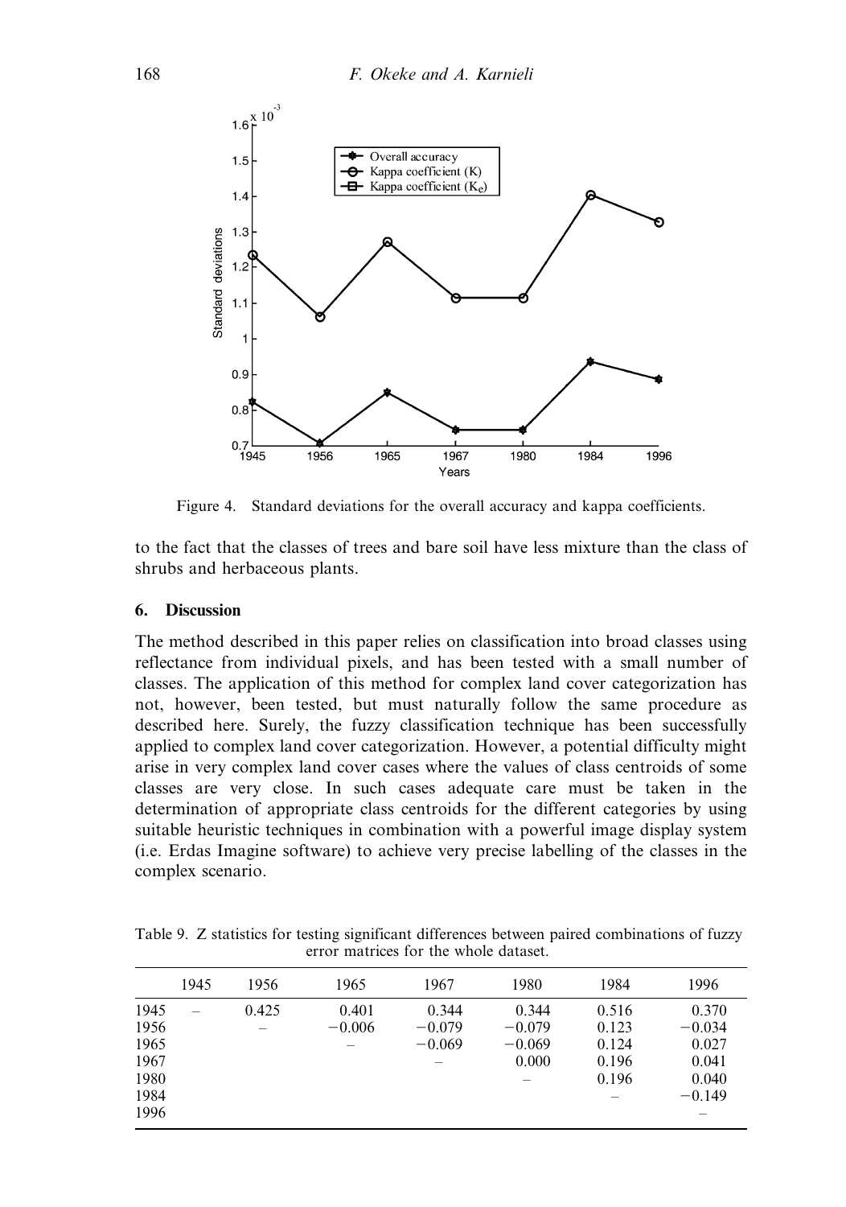Figure 4. Standard deviations for the overall accuracy and kappa coefficients.

to the fact that the classes of trees and bare soil have less mixture than the class of shrubs and herbaceous plants.

## 6. Discussion

The method described in this paper relies on classification into broad classes using reflectance from individual pixels, and has been tested with a small number of classes. The application of this method for complex land cover categorization has not, however, been tested, but must naturally follow the same procedure as described here. Surely, the fuzzy classification technique has been successfully applied to complex land cover categorization. However, a potential difficulty might arise in very complex land cover cases where the values of class centroids of some classes are very close. In such cases adequate care must be taken in the determination of appropriate class centroids for the different categories by using suitable heuristic techniques in combination with a powerful image display system (i.e. Erdas Imagine software) to achieve very precise labelling of the classes in the complex scenario.

Table 9. Z statistics for testing significant differences between paired combinations of fuzzy error matrices for the whole dataset.

| | 1945 | 1956 | 1965 | 1967 | 1980 | 1984 | 1996 |
|---|---|---|---|---|---|---|---|
| 1945 | – | 0.425 | 0.401 | 0.344 | 0.344 | 0.516 | 0.370 |
| 1956 | | – | −0.006 | −0.079 | −0.079 | 0.123 | −0.034 |
| 1965 | | | – | −0.069 | −0.069 | 0.124 | 0.027 |
| 1967 | | | | – | 0.000 | 0.196 | 0.041 |
| 1980 | | | | | – | 0.196 | 0.040 |
| 1984 | | | | | | – | −0.149 |
| 1996 | | | | | | | – |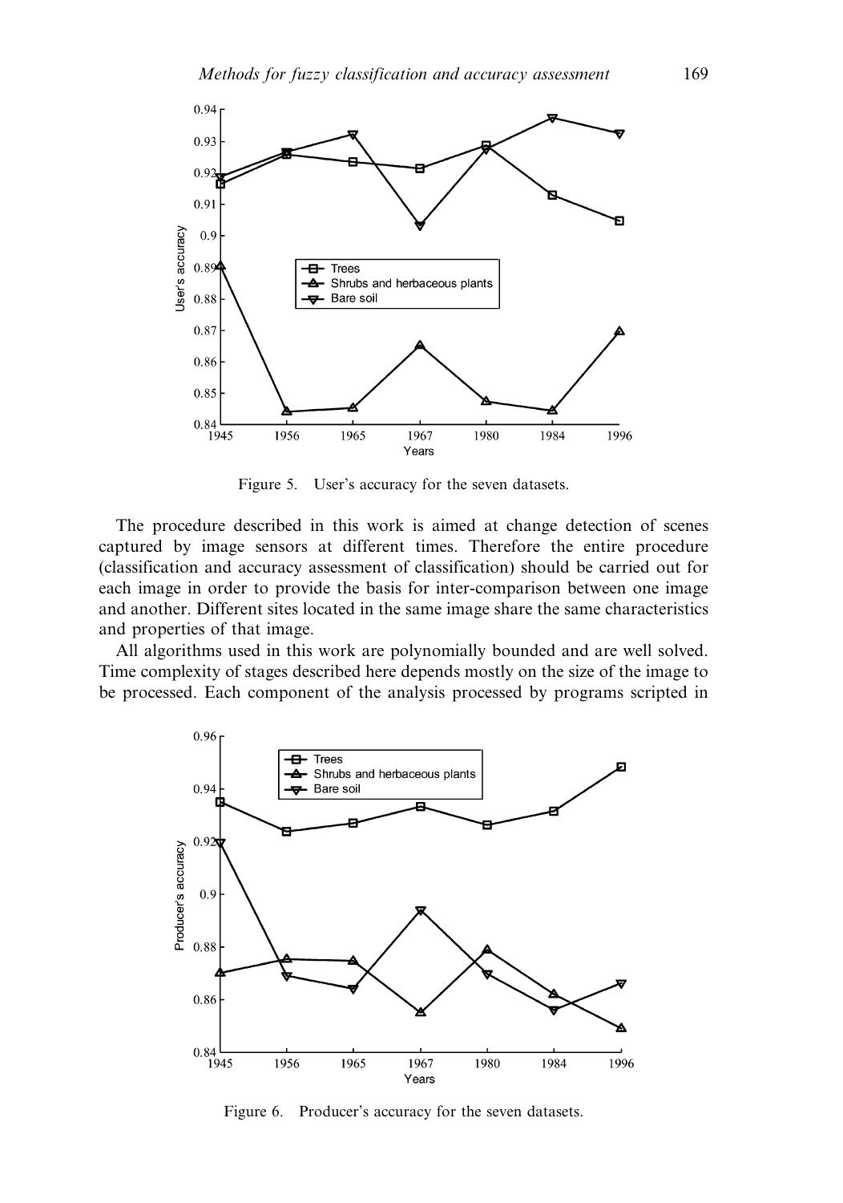Figure 5. User's accuracy for the seven datasets.

The procedure described in this work is aimed at change detection of scenes captured by image sensors at different times. Therefore the entire procedure (classification and accuracy assessment of classification) should be carried out for each image in order to provide the basis for inter-comparison between one image and another. Different sites located in the same image share the same characteristics and properties of that image.

All algorithms used in this work are polynomially bounded and are well solved. Time complexity of stages described here depends mostly on the size of the image to be processed. Each component of the analysis processed by programs scripted in

Figure 6. Producer's accuracy for the seven datasets.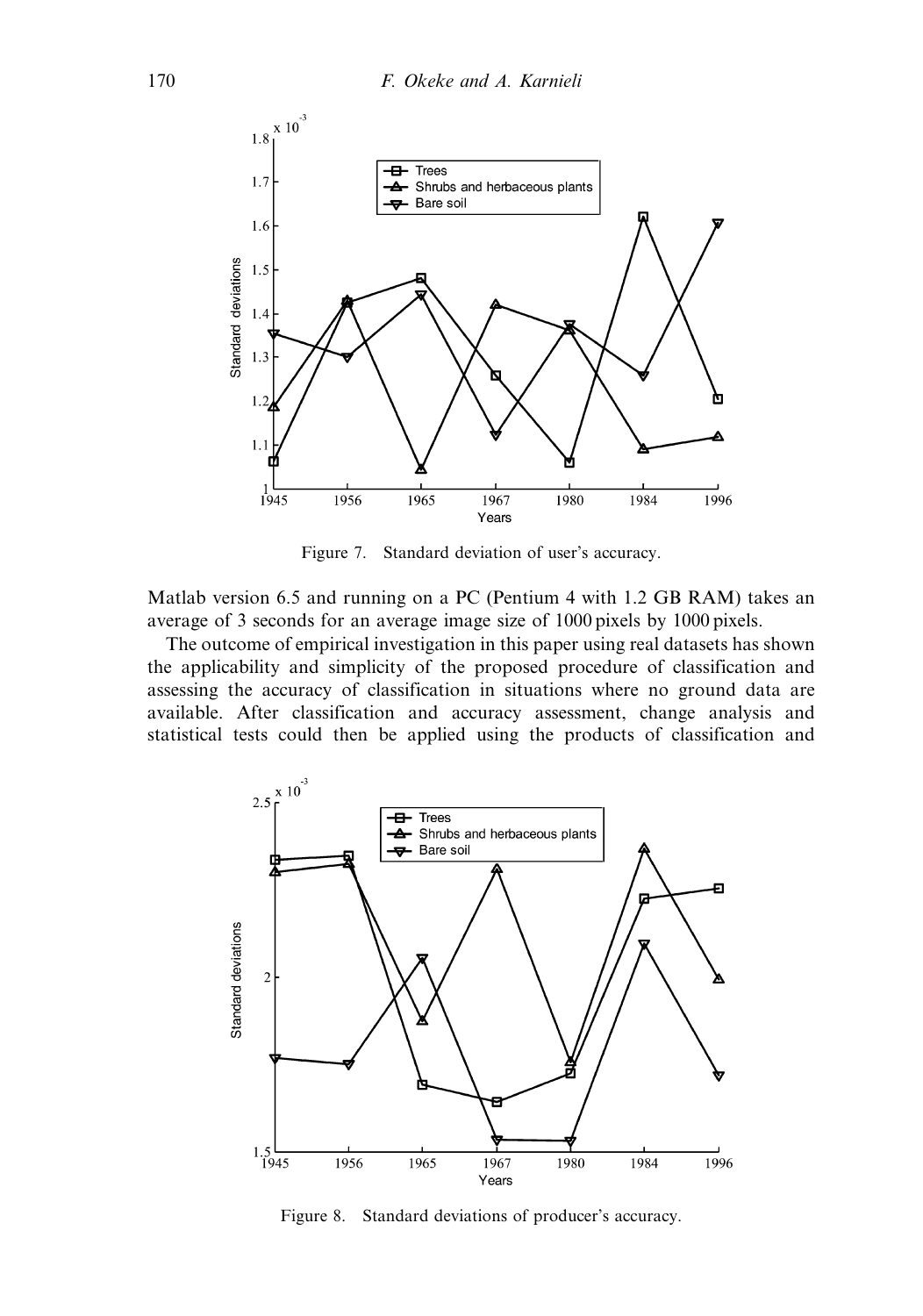Figure 7. Standard deviation of user's accuracy.

Matlab version 6.5 and running on a PC (Pentium 4 with 1.2 GB RAM) takes an average of 3 seconds for an average image size of 1000 pixels by 1000 pixels.

The outcome of empirical investigation in this paper using real datasets has shown the applicability and simplicity of the proposed procedure of classification and assessing the accuracy of classification in situations where no ground data are available. After classification and accuracy assessment, change analysis and statistical tests could then be applied using the products of classification and

Figure 8. Standard deviations of producer's accuracy.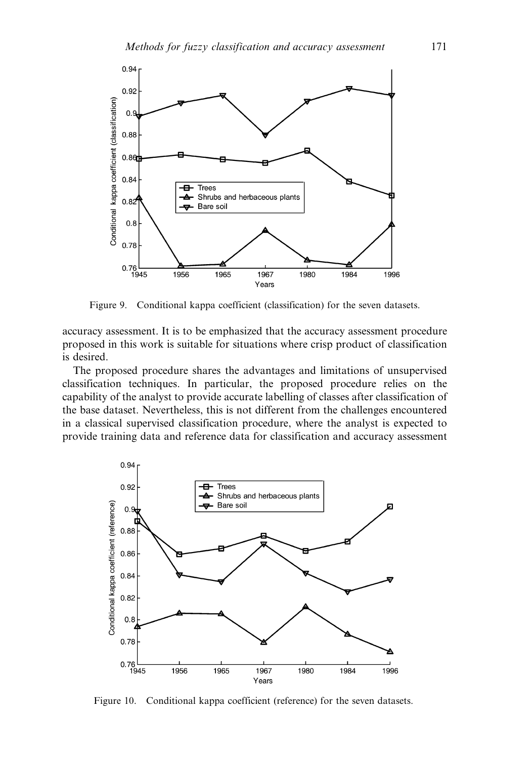Figure 9. Conditional kappa coefficient (classification) for the seven datasets.

accuracy assessment. It is to be emphasized that the accuracy assessment procedure proposed in this work is suitable for situations where crisp product of classification is desired.

The proposed procedure shares the advantages and limitations of unsupervised classification techniques. In particular, the proposed procedure relies on the capability of the analyst to provide accurate labelling of classes after classification of the base dataset. Nevertheless, this is not different from the challenges encountered in a classical supervised classification procedure, where the analyst is expected to provide training data and reference data for classification and accuracy assessment

Figure 10. Conditional kappa coefficient (reference) for the seven datasets.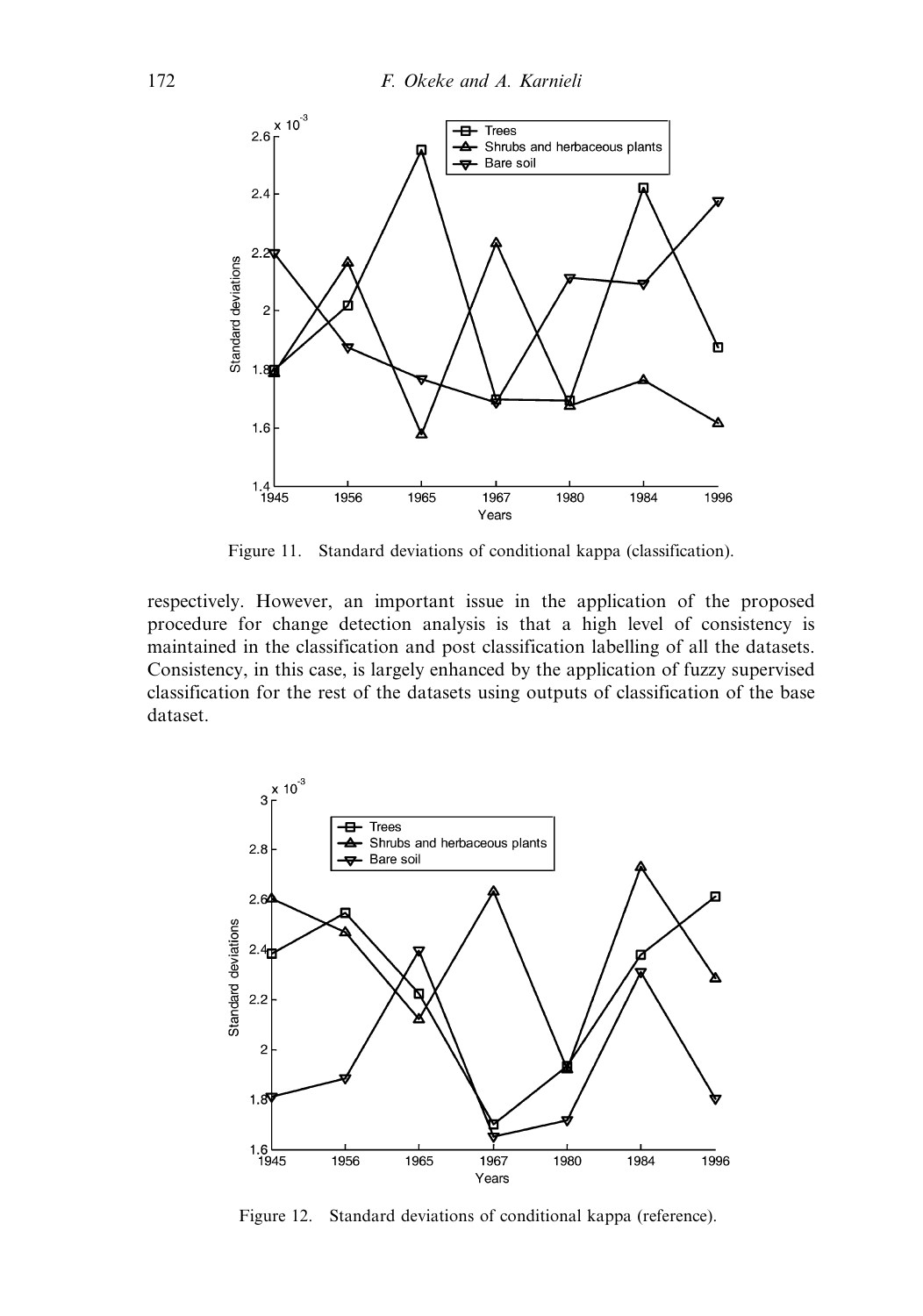Figure 11. Standard deviations of conditional kappa (classification).

respectively. However, an important issue in the application of the proposed procedure for change detection analysis is that a high level of consistency is maintained in the classification and post classification labelling of all the datasets. Consistency, in this case, is largely enhanced by the application of fuzzy supervised classification for the rest of the datasets using outputs of classification of the base dataset.

Figure 12. Standard deviations of conditional kappa (reference).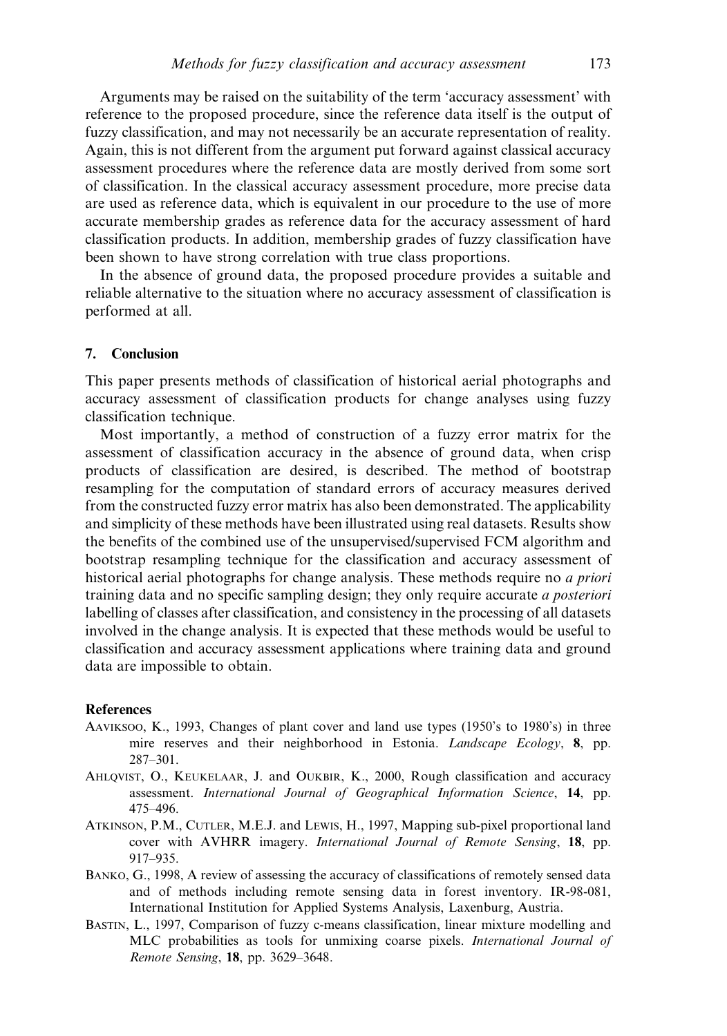Arguments may be raised on the suitability of the term 'accuracy assessment' with reference to the proposed procedure, since the reference data itself is the output of fuzzy classification, and may not necessarily be an accurate representation of reality. Again, this is not different from the argument put forward against classical accuracy assessment procedures where the reference data are mostly derived from some sort of classification. In the classical accuracy assessment procedure, more precise data are used as reference data, which is equivalent in our procedure to the use of more accurate membership grades as reference data for the accuracy assessment of hard classification products. In addition, membership grades of fuzzy classification have been shown to have strong correlation with true class proportions.

In the absence of ground data, the proposed procedure provides a suitable and reliable alternative to the situation where no accuracy assessment of classification is performed at all.

## 7. Conclusion

This paper presents methods of classification of historical aerial photographs and accuracy assessment of classification products for change analyses using fuzzy classification technique.

Most importantly, a method of construction of a fuzzy error matrix for the assessment of classification accuracy in the absence of ground data, when crisp products of classification are desired, is described. The method of bootstrap resampling for the computation of standard errors of accuracy measures derived from the constructed fuzzy error matrix has also been demonstrated. The applicability and simplicity of these methods have been illustrated using real datasets. Results show the benefits of the combined use of the unsupervised/supervised FCM algorithm and bootstrap resampling technique for the classification and accuracy assessment of historical aerial photographs for change analysis. These methods require no *a priori* training data and no specific sampling design; they only require accurate *a posteriori* labelling of classes after classification, and consistency in the processing of all datasets involved in the change analysis. It is expected that these methods would be useful to classification and accuracy assessment applications where training data and ground data are impossible to obtain.

## References

Aaviksoo, K., 1993, Changes of plant cover and land use types (1950's to 1980's) in three mire reserves and their neighborhood in Estonia. *Landscape Ecology*, **8**, pp. 287–301.

Ahlqvist, O., Keukelaar, J. and Oukbir, K., 2000, Rough classification and accuracy assessment. *International Journal of Geographical Information Science*, **14**, pp. 475–496.

Atkinson, P.M., Cutler, M.E.J. and Lewis, H., 1997, Mapping sub-pixel proportional land cover with AVHRR imagery. *International Journal of Remote Sensing*, **18**, pp. 917–935.

Banko, G., 1998, A review of assessing the accuracy of classifications of remotely sensed data and of methods including remote sensing data in forest inventory. IR-98-081, International Institution for Applied Systems Analysis, Laxenburg, Austria.

Bastin, L., 1997, Comparison of fuzzy c-means classification, linear mixture modelling and MLC probabilities as tools for unmixing coarse pixels. *International Journal of Remote Sensing*, **18**, pp. 3629–3648.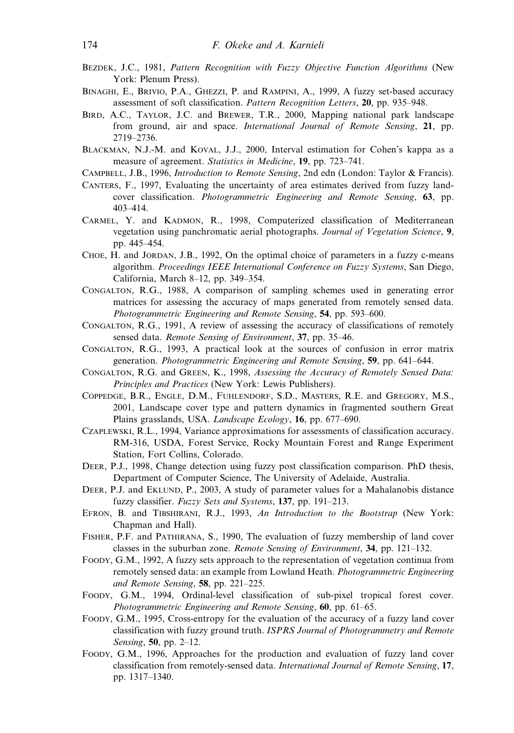Bezdek, J.C., 1981, *Pattern Recognition with Fuzzy Objective Function Algorithms* (New York: Plenum Press).

Binaghi, E., Brivio, P.A., Ghezzi, P. and Rampini, A., 1999, A fuzzy set-based accuracy assessment of soft classification. *Pattern Recognition Letters*, **20**, pp. 935–948.

Bird, A.C., Taylor, J.C. and Brewer, T.R., 2000, Mapping national park landscape from ground, air and space. *International Journal of Remote Sensing*, **21**, pp. 2719–2736.

Blackman, N.J.-M. and Koval, J.J., 2000, Interval estimation for Cohen's kappa as a measure of agreement. *Statistics in Medicine*, **19**, pp. 723–741.

Campbell, J.B., 1996, *Introduction to Remote Sensing*, 2nd edn (London: Taylor & Francis).

Canters, F., 1997, Evaluating the uncertainty of area estimates derived from fuzzy land-cover classification. *Photogrammetric Engineering and Remote Sensing*, **63**, pp. 403–414.

Carmel, Y. and Kadmon, R., 1998, Computerized classification of Mediterranean vegetation using panchromatic aerial photographs. *Journal of Vegetation Science*, **9**, pp. 445–454.

Choe, H. and Jordan, J.B., 1992, On the optimal choice of parameters in a fuzzy c-means algorithm. *Proceedings IEEE International Conference on Fuzzy Systems*, San Diego, California, March 8–12, pp. 349–354.

Congalton, R.G., 1988, A comparison of sampling schemes used in generating error matrices for assessing the accuracy of maps generated from remotely sensed data. *Photogrammetric Engineering and Remote Sensing*, **54**, pp. 593–600.

Congalton, R.G., 1991, A review of assessing the accuracy of classifications of remotely sensed data. *Remote Sensing of Environment*, **37**, pp. 35–46.

Congalton, R.G., 1993, A practical look at the sources of confusion in error matrix generation. *Photogrammetric Engineering and Remote Sensing*, **59**, pp. 641–644.

Congalton, R.G. and Green, K., 1998, *Assessing the Accuracy of Remotely Sensed Data: Principles and Practices* (New York: Lewis Publishers).

Coppedge, B.R., Engle, D.M., Fuhlendorf, S.D., Masters, R.E. and Gregory, M.S., 2001, Landscape cover type and pattern dynamics in fragmented southern Great Plains grasslands, USA. *Landscape Ecology*, **16**, pp. 677–690.

Czaplewski, R.L., 1994, Variance approximations for assessments of classification accuracy. RM-316, USDA, Forest Service, Rocky Mountain Forest and Range Experiment Station, Fort Collins, Colorado.

Deer, P.J., 1998, Change detection using fuzzy post classification comparison. PhD thesis, Department of Computer Science, The University of Adelaide, Australia.

Deer, P.J. and Eklund, P., 2003, A study of parameter values for a Mahalanobis distance fuzzy classifier. *Fuzzy Sets and Systems*, **137**, pp. 191–213.

Efron, B. and Tibshirani, R.J., 1993, *An Introduction to the Bootstrap* (New York: Chapman and Hall).

Fisher, P.F. and Pathirana, S., 1990, The evaluation of fuzzy membership of land cover classes in the suburban zone. *Remote Sensing of Environment*, **34**, pp. 121–132.

Foody, G.M., 1992, A fuzzy sets approach to the representation of vegetation continua from remotely sensed data: an example from Lowland Heath. *Photogrammetric Engineering and Remote Sensing*, **58**, pp. 221–225.

Foody, G.M., 1994, Ordinal-level classification of sub-pixel tropical forest cover. *Photogrammetric Engineering and Remote Sensing*, **60**, pp. 61–65.

Foody, G.M., 1995, Cross-entropy for the evaluation of the accuracy of a fuzzy land cover classification with fuzzy ground truth. *ISPRS Journal of Photogrammetry and Remote Sensing*, **50**, pp. 2–12.

Foody, G.M., 1996, Approaches for the production and evaluation of fuzzy land cover classification from remotely-sensed data. *International Journal of Remote Sensing*, **17**, pp. 1317–1340.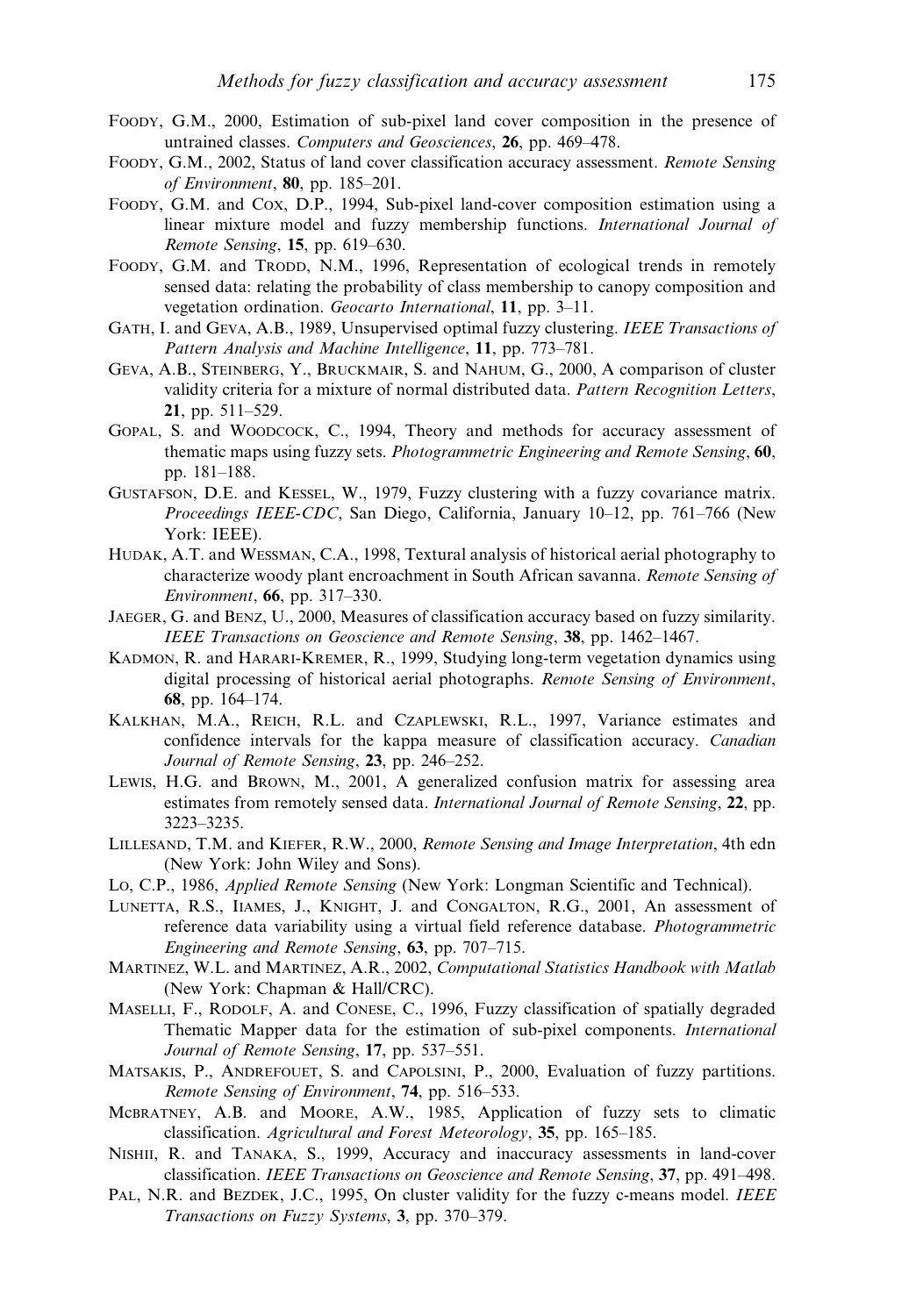Foody, G.M., 2000, Estimation of sub-pixel land cover composition in the presence of untrained classes. *Computers and Geosciences*, **26**, pp. 469–478.

Foody, G.M., 2002, Status of land cover classification accuracy assessment. *Remote Sensing of Environment*, **80**, pp. 185–201.

Foody, G.M. and Cox, D.P., 1994, Sub-pixel land-cover composition estimation using a linear mixture model and fuzzy membership functions. *International Journal of Remote Sensing*, **15**, pp. 619–630.

Foody, G.M. and Trodd, N.M., 1996, Representation of ecological trends in remotely sensed data: relating the probability of class membership to canopy composition and vegetation ordination. *Geocarto International*, **11**, pp. 3–11.

Gath, I. and Geva, A.B., 1989, Unsupervised optimal fuzzy clustering. *IEEE Transactions of Pattern Analysis and Machine Intelligence*, **11**, pp. 773–781.

Geva, A.B., Steinberg, Y., Bruckmair, S. and Nahum, G., 2000, A comparison of cluster validity criteria for a mixture of normal distributed data. *Pattern Recognition Letters*, **21**, pp. 511–529.

Gopal, S. and Woodcock, C., 1994, Theory and methods for accuracy assessment of thematic maps using fuzzy sets. *Photogrammetric Engineering and Remote Sensing*, **60**, pp. 181–188.

Gustafson, D.E. and Kessel, W., 1979, Fuzzy clustering with a fuzzy covariance matrix. *Proceedings IEEE-CDC*, San Diego, California, January 10–12, pp. 761–766 (New York: IEEE).

Hudak, A.T. and Wessman, C.A., 1998, Textural analysis of historical aerial photography to characterize woody plant encroachment in South African savanna. *Remote Sensing of Environment*, **66**, pp. 317–330.

Jaeger, G. and Benz, U., 2000, Measures of classification accuracy based on fuzzy similarity. *IEEE Transactions on Geoscience and Remote Sensing*, **38**, pp. 1462–1467.

Kadmon, R. and Harari-Kremer, R., 1999, Studying long-term vegetation dynamics using digital processing of historical aerial photographs. *Remote Sensing of Environment*, **68**, pp. 164–174.

Kalkhan, M.A., Reich, R.L. and Czaplewski, R.L., 1997, Variance estimates and confidence intervals for the kappa measure of classification accuracy. *Canadian Journal of Remote Sensing*, **23**, pp. 246–252.

Lewis, H.G. and Brown, M., 2001, A generalized confusion matrix for assessing area estimates from remotely sensed data. *International Journal of Remote Sensing*, **22**, pp. 3223–3235.

Lillesand, T.M. and Kiefer, R.W., 2000, *Remote Sensing and Image Interpretation*, 4th edn (New York: John Wiley and Sons).

Lo, C.P., 1986, *Applied Remote Sensing* (New York: Longman Scientific and Technical).

Lunetta, R.S., Iiames, J., Knight, J. and Congalton, R.G., 2001, An assessment of reference data variability using a virtual field reference database. *Photogrammetric Engineering and Remote Sensing*, **63**, pp. 707–715.

Martinez, W.L. and Martinez, A.R., 2002, *Computational Statistics Handbook with Matlab* (New York: Chapman & Hall/CRC).

Maselli, F., Rodolf, A. and Conese, C., 1996, Fuzzy classification of spatially degraded Thematic Mapper data for the estimation of sub-pixel components. *International Journal of Remote Sensing*, **17**, pp. 537–551.

Matsakis, P., Andrefouet, S. and Capolsini, P., 2000, Evaluation of fuzzy partitions. *Remote Sensing of Environment*, **74**, pp. 516–533.

Mcbratney, A.B. and Moore, A.W., 1985, Application of fuzzy sets to climatic classification. *Agricultural and Forest Meteorology*, **35**, pp. 165–185.

Nishii, R. and Tanaka, S., 1999, Accuracy and inaccuracy assessments in land-cover classification. *IEEE Transactions on Geoscience and Remote Sensing*, **37**, pp. 491–498.

Pal, N.R. and Bezdek, J.C., 1995, On cluster validity for the fuzzy c-means model. *IEEE Transactions on Fuzzy Systems*, **3**, pp. 370–379.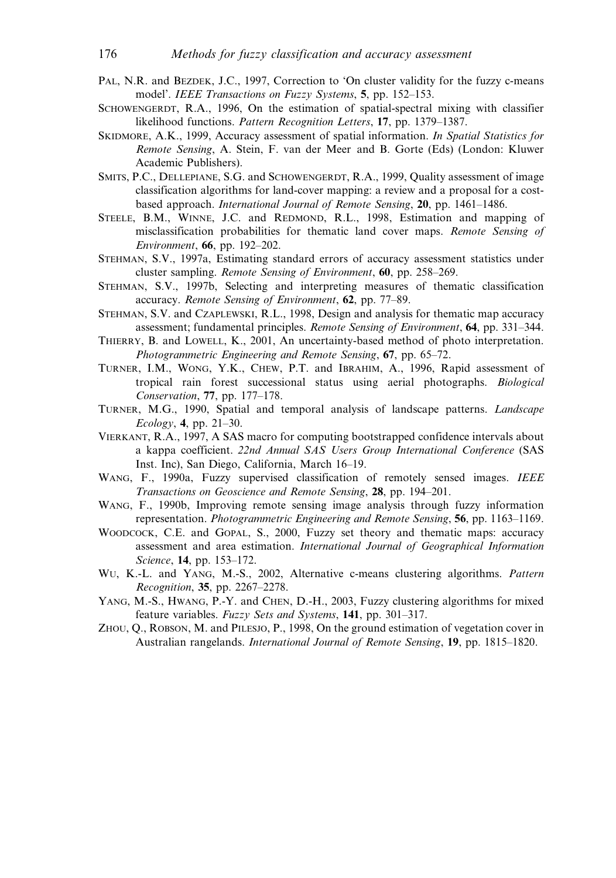PAL, N.R. and BEZDEK, J.C., 1997, Correction to 'On cluster validity for the fuzzy c-means model'. *IEEE Transactions on Fuzzy Systems*, **5**, pp. 152–153.

SCHOWENGERDT, R.A., 1996, On the estimation of spatial-spectral mixing with classifier likelihood functions. *Pattern Recognition Letters*, **17**, pp. 1379–1387.

SKIDMORE, A.K., 1999, Accuracy assessment of spatial information. *In Spatial Statistics for Remote Sensing*, A. Stein, F. van der Meer and B. Gorte (Eds) (London: Kluwer Academic Publishers).

SMITS, P.C., DELLEPIANE, S.G. and SCHOWENGERDT, R.A., 1999, Quality assessment of image classification algorithms for land-cover mapping: a review and a proposal for a cost-based approach. *International Journal of Remote Sensing*, **20**, pp. 1461–1486.

STEELE, B.M., WINNE, J.C. and REDMOND, R.L., 1998, Estimation and mapping of misclassification probabilities for thematic land cover maps. *Remote Sensing of Environment*, **66**, pp. 192–202.

STEHMAN, S.V., 1997a, Estimating standard errors of accuracy assessment statistics under cluster sampling. *Remote Sensing of Environment*, **60**, pp. 258–269.

STEHMAN, S.V., 1997b, Selecting and interpreting measures of thematic classification accuracy. *Remote Sensing of Environment*, **62**, pp. 77–89.

STEHMAN, S.V. and CZAPLEWSKI, R.L., 1998, Design and analysis for thematic map accuracy assessment; fundamental principles. *Remote Sensing of Environment*, **64**, pp. 331–344.

THIERRY, B. and LOWELL, K., 2001, An uncertainty-based method of photo interpretation. *Photogrammetric Engineering and Remote Sensing*, **67**, pp. 65–72.

TURNER, I.M., WONG, Y.K., CHEW, P.T. and IBRAHIM, A., 1996, Rapid assessment of tropical rain forest successional status using aerial photographs. *Biological Conservation*, **77**, pp. 177–178.

TURNER, M.G., 1990, Spatial and temporal analysis of landscape patterns. *Landscape Ecology*, **4**, pp. 21–30.

VIERKANT, R.A., 1997, A SAS macro for computing bootstrapped confidence intervals about a kappa coefficient. *22nd Annual SAS Users Group International Conference* (SAS Inst. Inc), San Diego, California, March 16–19.

WANG, F., 1990a, Fuzzy supervised classification of remotely sensed images. *IEEE Transactions on Geoscience and Remote Sensing*, **28**, pp. 194–201.

WANG, F., 1990b, Improving remote sensing image analysis through fuzzy information representation. *Photogrammetric Engineering and Remote Sensing*, **56**, pp. 1163–1169.

WOODCOCK, C.E. and GOPAL, S., 2000, Fuzzy set theory and thematic maps: accuracy assessment and area estimation. *International Journal of Geographical Information Science*, **14**, pp. 153–172.

WU, K.-L. and YANG, M.-S., 2002, Alternative c-means clustering algorithms. *Pattern Recognition*, **35**, pp. 2267–2278.

YANG, M.-S., HWANG, P.-Y. and CHEN, D.-H., 2003, Fuzzy clustering algorithms for mixed feature variables. *Fuzzy Sets and Systems*, **141**, pp. 301–317.

ZHOU, Q., ROBSON, M. and PILESJO, P., 1998, On the ground estimation of vegetation cover in Australian rangelands. *International Journal of Remote Sensing*, **19**, pp. 1815–1820.